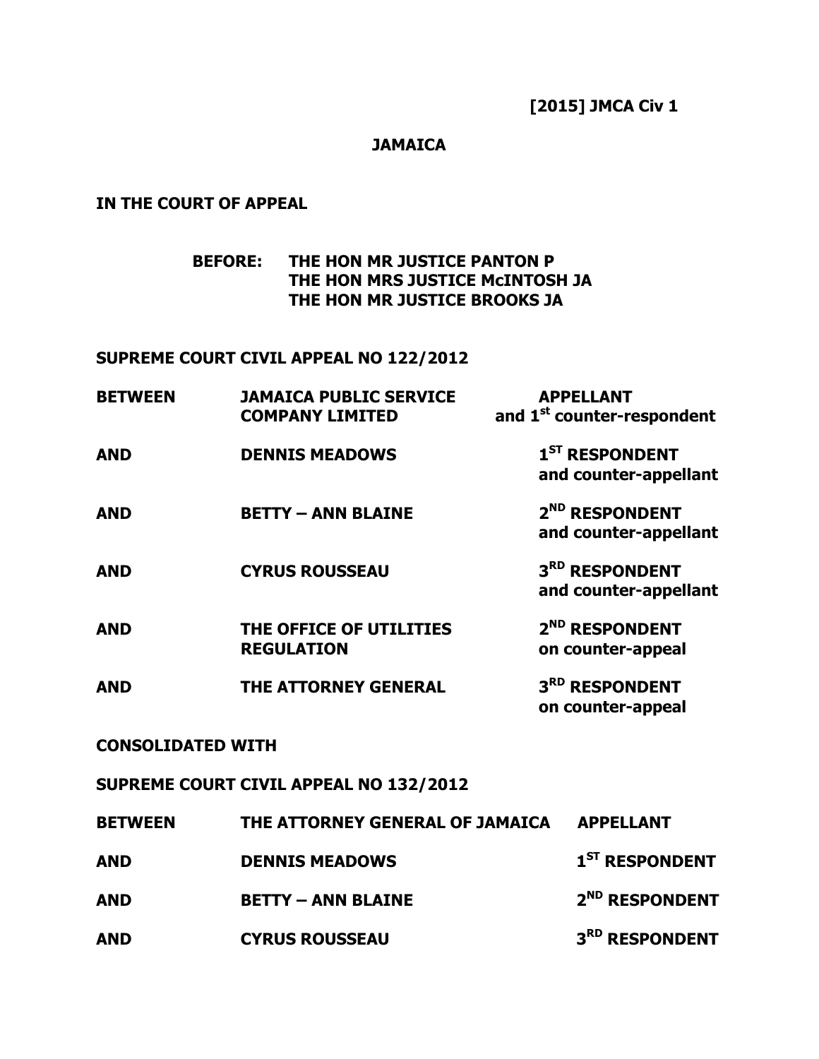**[2015] JMCA Civ 1**

**JAMAICA**

**IN THE COURT OF APPEAL**

**BEFORE: THE HON MR JUSTICE PANTON P**
**THE HON MRS JUSTICE McINTOSH JA**
**THE HON MR JUSTICE BROOKS JA**

**SUPREME COURT CIVIL APPEAL NO 122/2012**

| | | |
|---|---|---|
| **BETWEEN** | **JAMAICA PUBLIC SERVICE COMPANY LIMITED** | **APPELLANT and 1st counter-respondent** |
| **AND** | **DENNIS MEADOWS** | **1ST RESPONDENT and counter-appellant** |
| **AND** | **BETTY – ANN BLAINE** | **2ND RESPONDENT and counter-appellant** |
| **AND** | **CYRUS ROUSSEAU** | **3RD RESPONDENT and counter-appellant** |
| **AND** | **THE OFFICE OF UTILITIES REGULATION** | **2ND RESPONDENT on counter-appeal** |
| **AND** | **THE ATTORNEY GENERAL** | **3RD RESPONDENT on counter-appeal** |

**CONSOLIDATED WITH**

**SUPREME COURT CIVIL APPEAL NO 132/2012**

| | | |
|---|---|---|
| **BETWEEN** | **THE ATTORNEY GENERAL OF JAMAICA** | **APPELLANT** |
| **AND** | **DENNIS MEADOWS** | **1ST RESPONDENT** |
| **AND** | **BETTY – ANN BLAINE** | **2ND RESPONDENT** |
| **AND** | **CYRUS ROUSSEAU** | **3RD RESPONDENT** |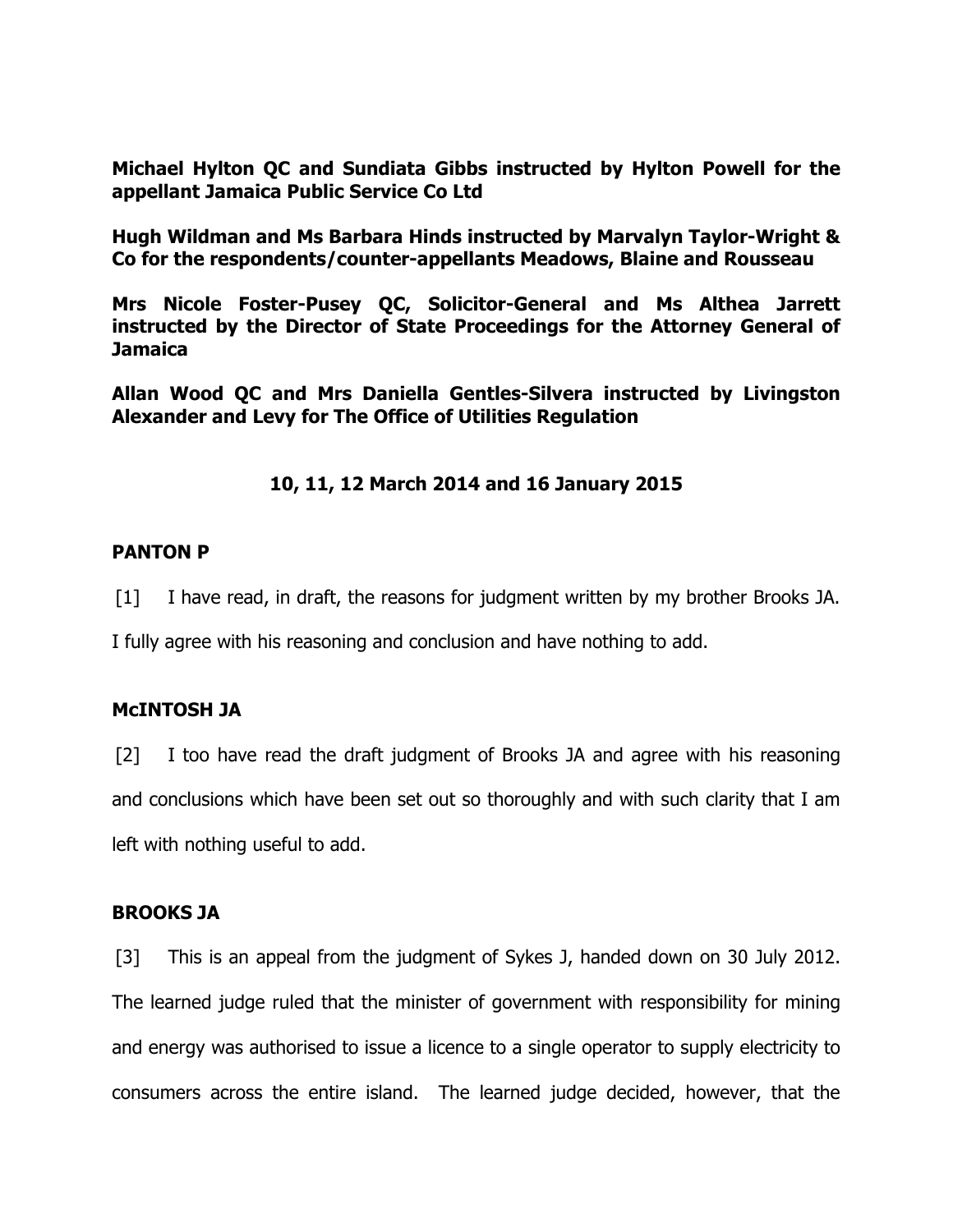**Michael Hylton QC and Sundiata Gibbs instructed by Hylton Powell for the appellant Jamaica Public Service Co Ltd**

**Hugh Wildman and Ms Barbara Hinds instructed by Marvalyn Taylor-Wright & Co for the respondents/counter-appellants Meadows, Blaine and Rousseau**

**Mrs Nicole Foster-Pusey QC, Solicitor-General and Ms Althea Jarrett instructed by the Director of State Proceedings for the Attorney General of Jamaica**

**Allan Wood QC and Mrs Daniella Gentles-Silvera instructed by Livingston Alexander and Levy for The Office of Utilities Regulation**

**10, 11, 12 March 2014 and 16 January 2015**

**PANTON P**

[1] I have read, in draft, the reasons for judgment written by my brother Brooks JA. I fully agree with his reasoning and conclusion and have nothing to add.

**McINTOSH JA**

[2] I too have read the draft judgment of Brooks JA and agree with his reasoning and conclusions which have been set out so thoroughly and with such clarity that I am left with nothing useful to add.

**BROOKS JA**

[3] This is an appeal from the judgment of Sykes J, handed down on 30 July 2012. The learned judge ruled that the minister of government with responsibility for mining and energy was authorised to issue a licence to a single operator to supply electricity to consumers across the entire island. The learned judge decided, however, that the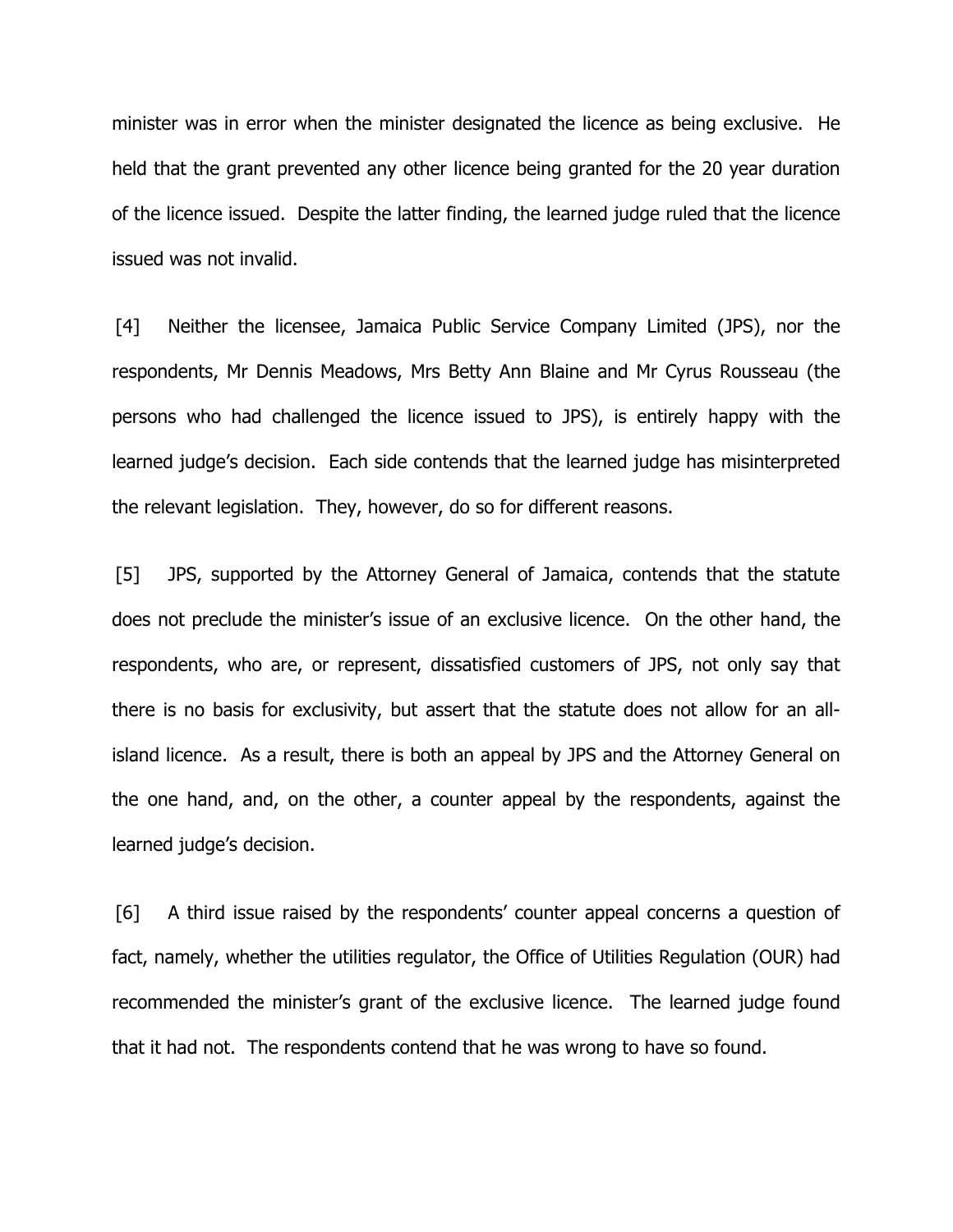minister was in error when the minister designated the licence as being exclusive. He held that the grant prevented any other licence being granted for the 20 year duration of the licence issued. Despite the latter finding, the learned judge ruled that the licence issued was not invalid.

[4] Neither the licensee, Jamaica Public Service Company Limited (JPS), nor the respondents, Mr Dennis Meadows, Mrs Betty Ann Blaine and Mr Cyrus Rousseau (the persons who had challenged the licence issued to JPS), is entirely happy with the learned judge's decision. Each side contends that the learned judge has misinterpreted the relevant legislation. They, however, do so for different reasons.

[5] JPS, supported by the Attorney General of Jamaica, contends that the statute does not preclude the minister's issue of an exclusive licence. On the other hand, the respondents, who are, or represent, dissatisfied customers of JPS, not only say that there is no basis for exclusivity, but assert that the statute does not allow for an all-island licence. As a result, there is both an appeal by JPS and the Attorney General on the one hand, and, on the other, a counter appeal by the respondents, against the learned judge's decision.

[6] A third issue raised by the respondents' counter appeal concerns a question of fact, namely, whether the utilities regulator, the Office of Utilities Regulation (OUR) had recommended the minister's grant of the exclusive licence. The learned judge found that it had not. The respondents contend that he was wrong to have so found.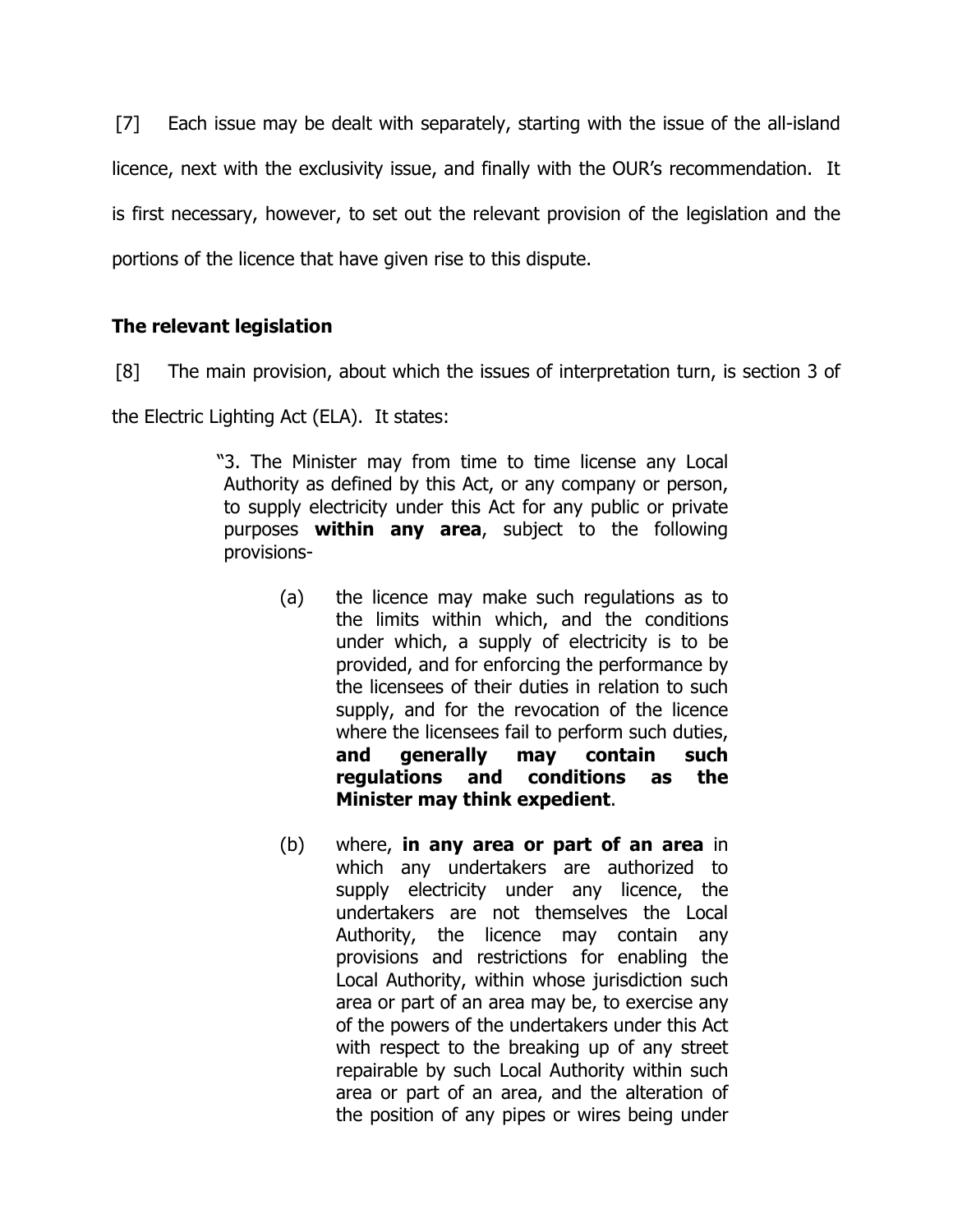[7] Each issue may be dealt with separately, starting with the issue of the all-island licence, next with the exclusivity issue, and finally with the OUR's recommendation. It is first necessary, however, to set out the relevant provision of the legislation and the portions of the licence that have given rise to this dispute.

## The relevant legislation

[8] The main provision, about which the issues of interpretation turn, is section 3 of the Electric Lighting Act (ELA). It states:

> "3. The Minister may from time to time license any Local Authority as defined by this Act, or any company or person, to supply electricity under this Act for any public or private purposes **within any area**, subject to the following provisions-
>
> (a) the licence may make such regulations as to the limits within which, and the conditions under which, a supply of electricity is to be provided, and for enforcing the performance by the licensees of their duties in relation to such supply, and for the revocation of the licence where the licensees fail to perform such duties, **and generally may contain such regulations and conditions as the Minister may think expedient**.
>
> (b) where, **in any area or part of an area** in which any undertakers are authorized to supply electricity under any licence, the undertakers are not themselves the Local Authority, the licence may contain any provisions and restrictions for enabling the Local Authority, within whose jurisdiction such area or part of an area may be, to exercise any of the powers of the undertakers under this Act with respect to the breaking up of any street repairable by such Local Authority within such area or part of an area, and the alteration of the position of any pipes or wires being under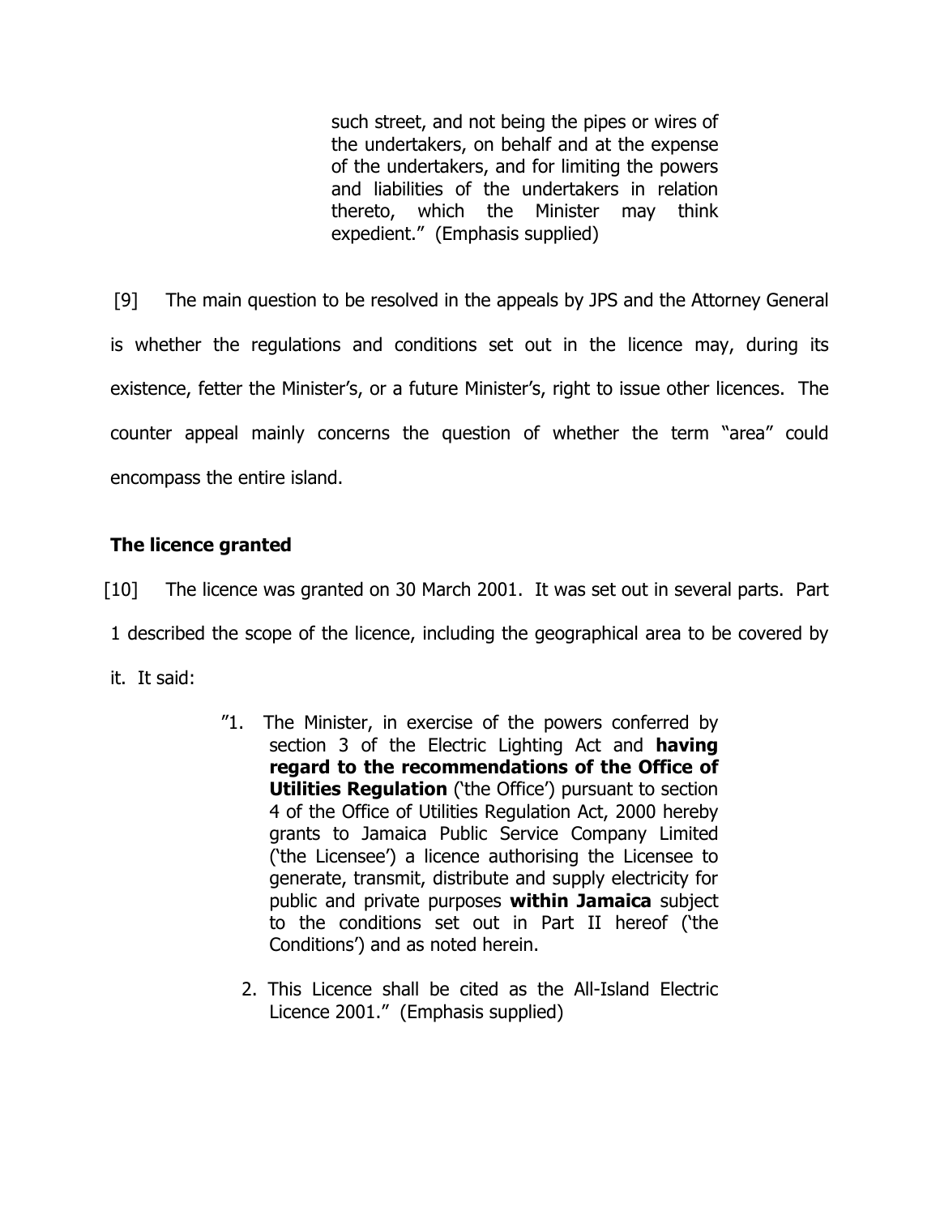> such street, and not being the pipes or wires of the undertakers, on behalf and at the expense of the undertakers, and for limiting the powers and liabilities of the undertakers in relation thereto, which the Minister may think expedient." (Emphasis supplied)

[9] The main question to be resolved in the appeals by JPS and the Attorney General is whether the regulations and conditions set out in the licence may, during its existence, fetter the Minister's, or a future Minister's, right to issue other licences. The counter appeal mainly concerns the question of whether the term "area" could encompass the entire island.

**The licence granted**

[10] The licence was granted on 30 March 2001. It was set out in several parts. Part 1 described the scope of the licence, including the geographical area to be covered by it. It said:

> "1. The Minister, in exercise of the powers conferred by section 3 of the Electric Lighting Act and **having regard to the recommendations of the Office of Utilities Regulation** ('the Office') pursuant to section 4 of the Office of Utilities Regulation Act, 2000 hereby grants to Jamaica Public Service Company Limited ('the Licensee') a licence authorising the Licensee to generate, transmit, distribute and supply electricity for public and private purposes **within Jamaica** subject to the conditions set out in Part II hereof ('the Conditions') and as noted herein.
>
> 2. This Licence shall be cited as the All-Island Electric Licence 2001." (Emphasis supplied)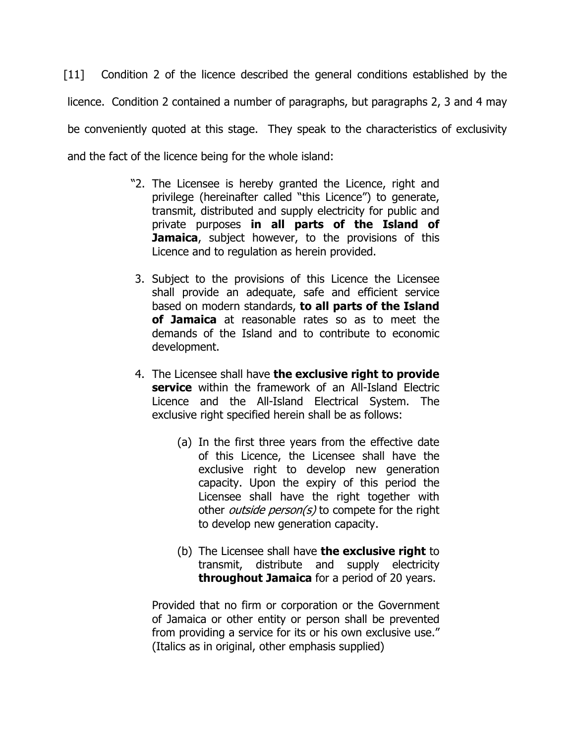[11] Condition 2 of the licence described the general conditions established by the licence. Condition 2 contained a number of paragraphs, but paragraphs 2, 3 and 4 may be conveniently quoted at this stage. They speak to the characteristics of exclusivity and the fact of the licence being for the whole island:

> "2. The Licensee is hereby granted the Licence, right and privilege (hereinafter called "this Licence") to generate, transmit, distributed and supply electricity for public and private purposes **in all parts of the Island of Jamaica**, subject however, to the provisions of this Licence and to regulation as herein provided.
>
> 3. Subject to the provisions of this Licence the Licensee shall provide an adequate, safe and efficient service based on modern standards, **to all parts of the Island of Jamaica** at reasonable rates so as to meet the demands of the Island and to contribute to economic development.
>
> 4. The Licensee shall have **the exclusive right to provide service** within the framework of an All-Island Electric Licence and the All-Island Electrical System. The exclusive right specified herein shall be as follows:
>
> (a) In the first three years from the effective date of this Licence, the Licensee shall have the exclusive right to develop new generation capacity. Upon the expiry of this period the Licensee shall have the right together with other *outside person(s)* to compete for the right to develop new generation capacity.
>
> (b) The Licensee shall have **the exclusive right** to transmit, distribute and supply electricity **throughout Jamaica** for a period of 20 years.
>
> Provided that no firm or corporation or the Government of Jamaica or other entity or person shall be prevented from providing a service for its or his own exclusive use."
> (Italics as in original, other emphasis supplied)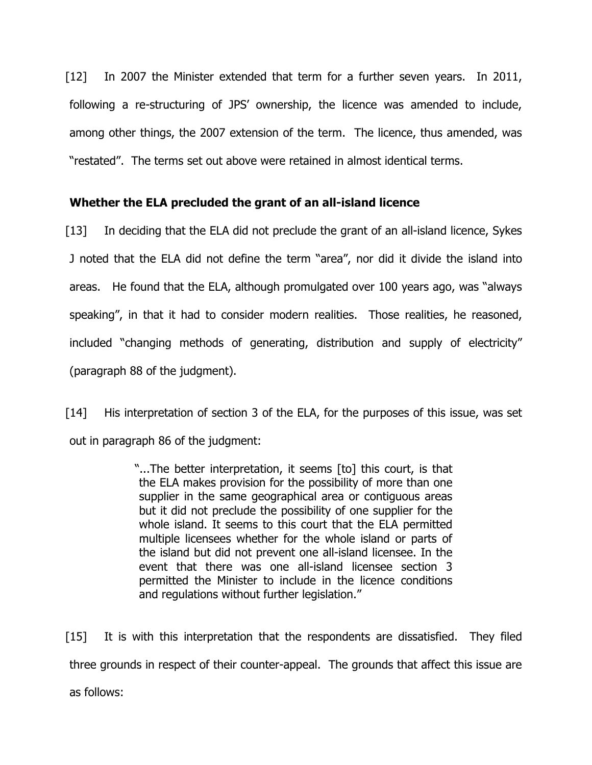[12] In 2007 the Minister extended that term for a further seven years. In 2011, following a re-structuring of JPS' ownership, the licence was amended to include, among other things, the 2007 extension of the term. The licence, thus amended, was "restated". The terms set out above were retained in almost identical terms.

**Whether the ELA precluded the grant of an all-island licence**

[13] In deciding that the ELA did not preclude the grant of an all-island licence, Sykes J noted that the ELA did not define the term "area", nor did it divide the island into areas. He found that the ELA, although promulgated over 100 years ago, was "always speaking", in that it had to consider modern realities. Those realities, he reasoned, included "changing methods of generating, distribution and supply of electricity" (paragraph 88 of the judgment).

[14] His interpretation of section 3 of the ELA, for the purposes of this issue, was set out in paragraph 86 of the judgment:

> "...The better interpretation, it seems [to] this court, is that the ELA makes provision for the possibility of more than one supplier in the same geographical area or contiguous areas but it did not preclude the possibility of one supplier for the whole island. It seems to this court that the ELA permitted multiple licensees whether for the whole island or parts of the island but did not prevent one all-island licensee. In the event that there was one all-island licensee section 3 permitted the Minister to include in the licence conditions and regulations without further legislation."

[15] It is with this interpretation that the respondents are dissatisfied. They filed three grounds in respect of their counter-appeal. The grounds that affect this issue are as follows: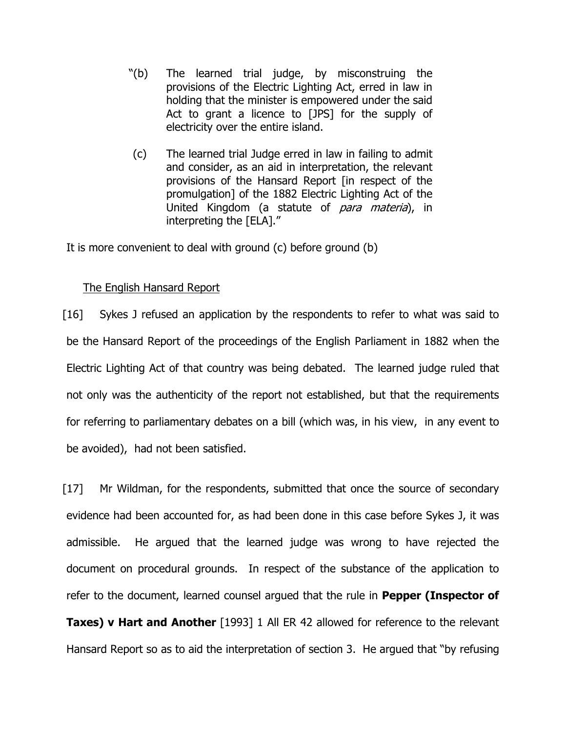"(b) The learned trial judge, by misconstruing the provisions of the Electric Lighting Act, erred in law in holding that the minister is empowered under the said Act to grant a licence to [JPS] for the supply of electricity over the entire island.

(c) The learned trial Judge erred in law in failing to admit and consider, as an aid in interpretation, the relevant provisions of the Hansard Report [in respect of the promulgation] of the 1882 Electric Lighting Act of the United Kingdom (a statute of *para materia*), in interpreting the [ELA]."

It is more convenient to deal with ground (c) before ground (b)

The English Hansard Report

[16] Sykes J refused an application by the respondents to refer to what was said to be the Hansard Report of the proceedings of the English Parliament in 1882 when the Electric Lighting Act of that country was being debated. The learned judge ruled that not only was the authenticity of the report not established, but that the requirements for referring to parliamentary debates on a bill (which was, in his view, in any event to be avoided), had not been satisfied.

[17] Mr Wildman, for the respondents, submitted that once the source of secondary evidence had been accounted for, as had been done in this case before Sykes J, it was admissible. He argued that the learned judge was wrong to have rejected the document on procedural grounds. In respect of the substance of the application to refer to the document, learned counsel argued that the rule in **Pepper (Inspector of Taxes) v Hart and Another** [1993] 1 All ER 42 allowed for reference to the relevant Hansard Report so as to aid the interpretation of section 3. He argued that "by refusing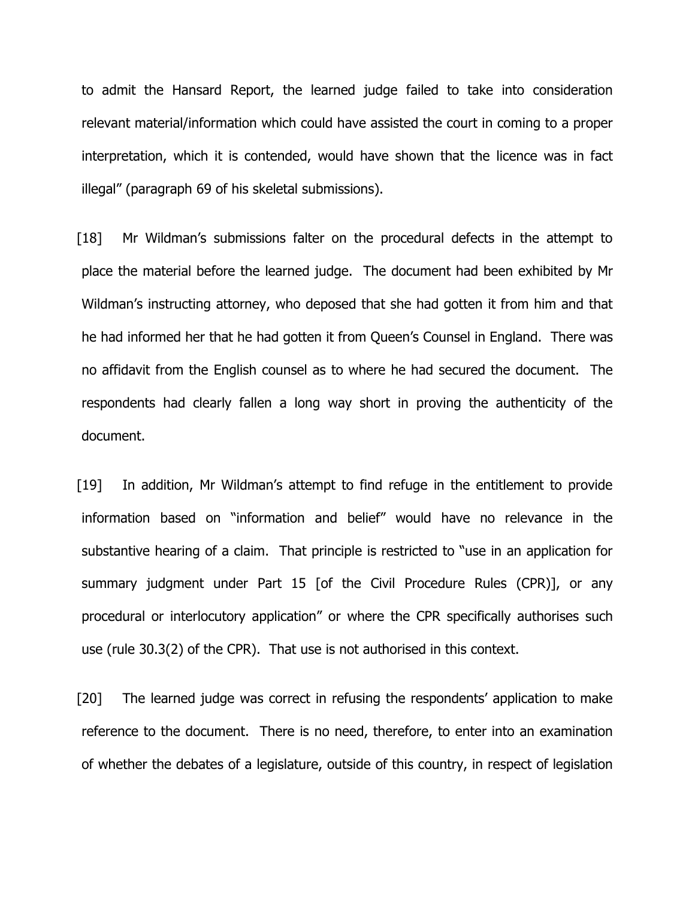to admit the Hansard Report, the learned judge failed to take into consideration relevant material/information which could have assisted the court in coming to a proper interpretation, which it is contended, would have shown that the licence was in fact illegal" (paragraph 69 of his skeletal submissions).

[18] Mr Wildman's submissions falter on the procedural defects in the attempt to place the material before the learned judge. The document had been exhibited by Mr Wildman's instructing attorney, who deposed that she had gotten it from him and that he had informed her that he had gotten it from Queen's Counsel in England. There was no affidavit from the English counsel as to where he had secured the document. The respondents had clearly fallen a long way short in proving the authenticity of the document.

[19] In addition, Mr Wildman's attempt to find refuge in the entitlement to provide information based on "information and belief" would have no relevance in the substantive hearing of a claim. That principle is restricted to "use in an application for summary judgment under Part 15 [of the Civil Procedure Rules (CPR)], or any procedural or interlocutory application" or where the CPR specifically authorises such use (rule 30.3(2) of the CPR). That use is not authorised in this context.

[20] The learned judge was correct in refusing the respondents' application to make reference to the document. There is no need, therefore, to enter into an examination of whether the debates of a legislature, outside of this country, in respect of legislation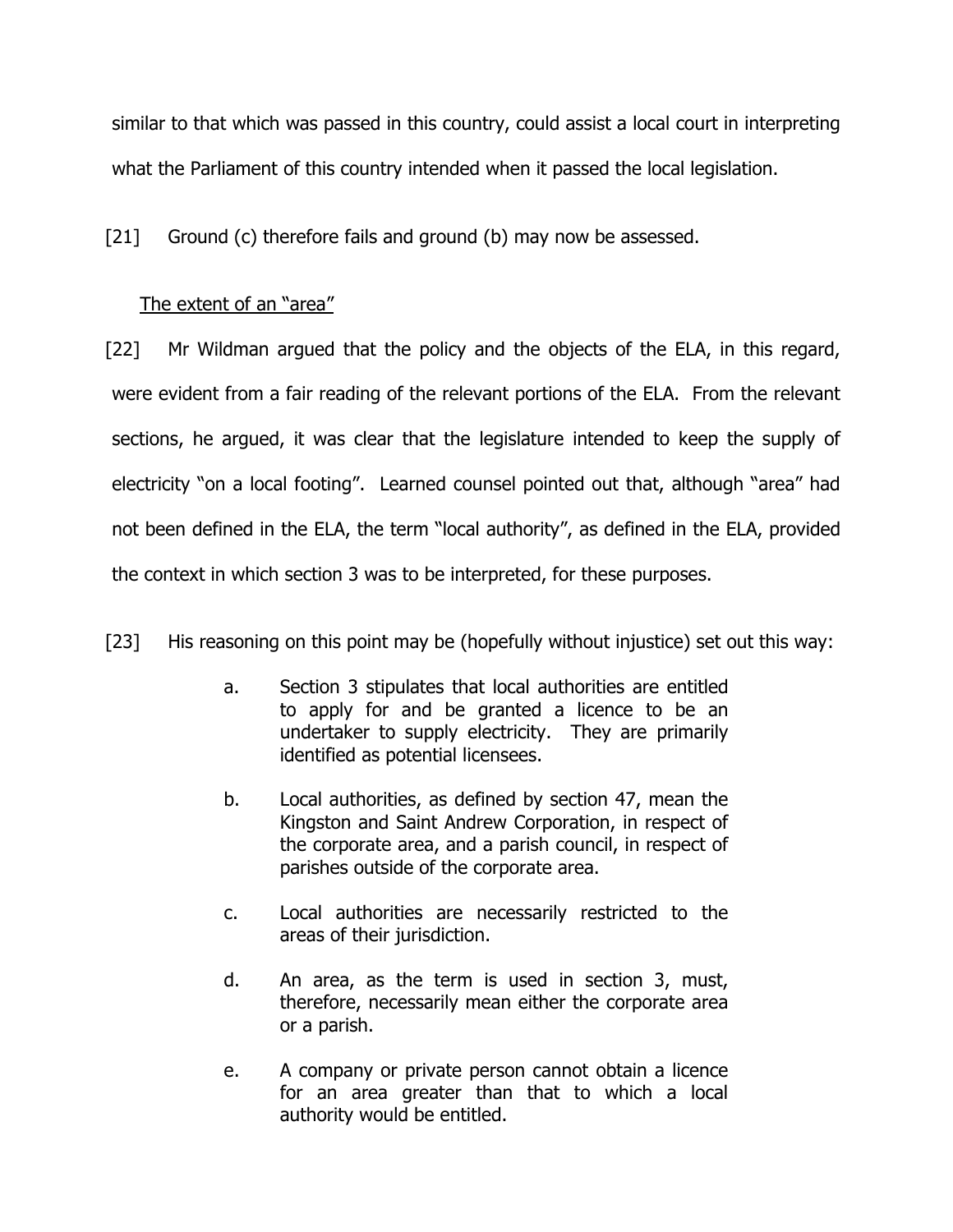similar to that which was passed in this country, could assist a local court in interpreting what the Parliament of this country intended when it passed the local legislation.

[21] Ground (c) therefore fails and ground (b) may now be assessed.

<u>The extent of an "area"</u>

[22] Mr Wildman argued that the policy and the objects of the ELA, in this regard, were evident from a fair reading of the relevant portions of the ELA. From the relevant sections, he argued, it was clear that the legislature intended to keep the supply of electricity "on a local footing". Learned counsel pointed out that, although "area" had not been defined in the ELA, the term "local authority", as defined in the ELA, provided the context in which section 3 was to be interpreted, for these purposes.

[23] His reasoning on this point may be (hopefully without injustice) set out this way:

> a. Section 3 stipulates that local authorities are entitled to apply for and be granted a licence to be an undertaker to supply electricity. They are primarily identified as potential licensees.
>
> b. Local authorities, as defined by section 47, mean the Kingston and Saint Andrew Corporation, in respect of the corporate area, and a parish council, in respect of parishes outside of the corporate area.
>
> c. Local authorities are necessarily restricted to the areas of their jurisdiction.
>
> d. An area, as the term is used in section 3, must, therefore, necessarily mean either the corporate area or a parish.
>
> e. A company or private person cannot obtain a licence for an area greater than that to which a local authority would be entitled.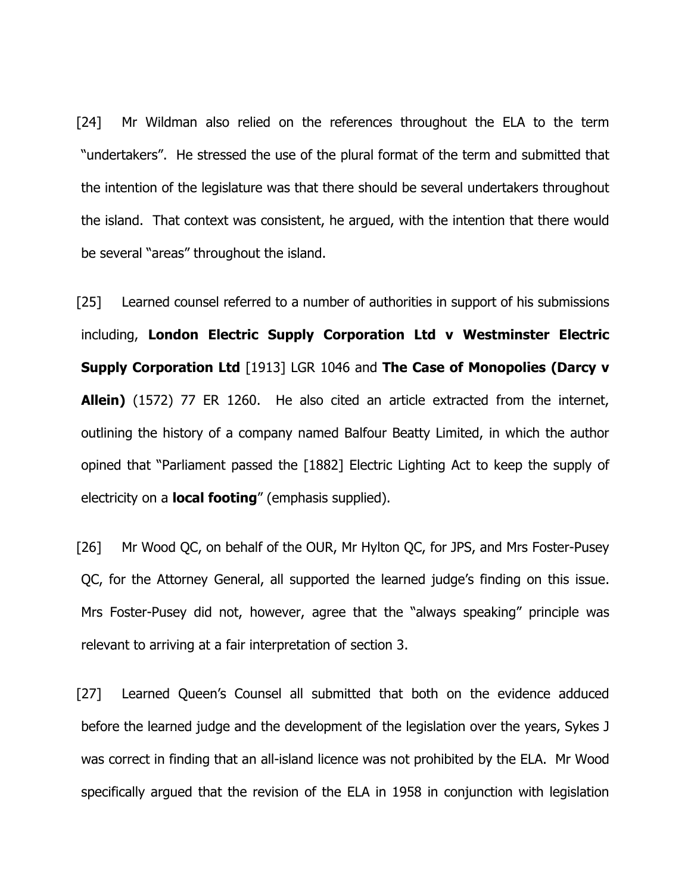[24] Mr Wildman also relied on the references throughout the ELA to the term "undertakers". He stressed the use of the plural format of the term and submitted that the intention of the legislature was that there should be several undertakers throughout the island. That context was consistent, he argued, with the intention that there would be several "areas" throughout the island.

[25] Learned counsel referred to a number of authorities in support of his submissions including, **London Electric Supply Corporation Ltd v Westminster Electric Supply Corporation Ltd** [1913] LGR 1046 and **The Case of Monopolies (Darcy v Allein)** (1572) 77 ER 1260. He also cited an article extracted from the internet, outlining the history of a company named Balfour Beatty Limited, in which the author opined that "Parliament passed the [1882] Electric Lighting Act to keep the supply of electricity on a **local footing**" (emphasis supplied).

[26] Mr Wood QC, on behalf of the OUR, Mr Hylton QC, for JPS, and Mrs Foster-Pusey QC, for the Attorney General, all supported the learned judge's finding on this issue. Mrs Foster-Pusey did not, however, agree that the "always speaking" principle was relevant to arriving at a fair interpretation of section 3.

[27] Learned Queen's Counsel all submitted that both on the evidence adduced before the learned judge and the development of the legislation over the years, Sykes J was correct in finding that an all-island licence was not prohibited by the ELA. Mr Wood specifically argued that the revision of the ELA in 1958 in conjunction with legislation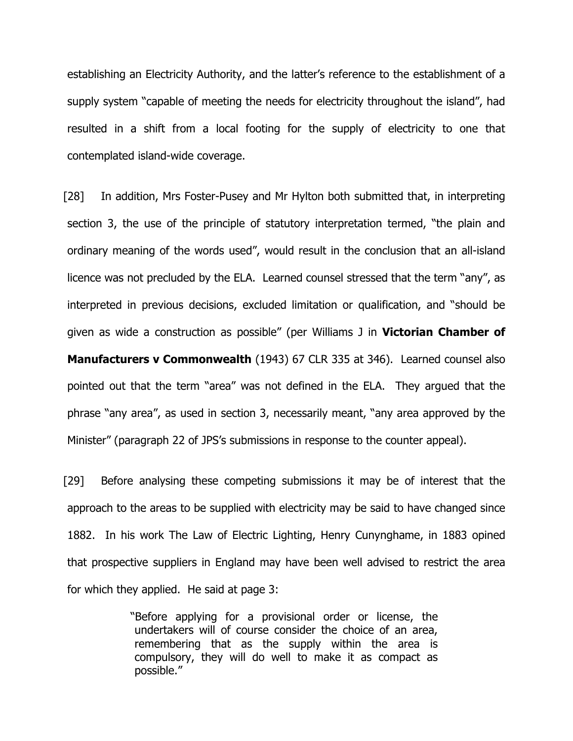establishing an Electricity Authority, and the latter's reference to the establishment of a supply system "capable of meeting the needs for electricity throughout the island", had resulted in a shift from a local footing for the supply of electricity to one that contemplated island-wide coverage.

[28] In addition, Mrs Foster-Pusey and Mr Hylton both submitted that, in interpreting section 3, the use of the principle of statutory interpretation termed, "the plain and ordinary meaning of the words used", would result in the conclusion that an all-island licence was not precluded by the ELA. Learned counsel stressed that the term "any", as interpreted in previous decisions, excluded limitation or qualification, and "should be given as wide a construction as possible" (per Williams J in **Victorian Chamber of Manufacturers v Commonwealth** (1943) 67 CLR 335 at 346). Learned counsel also pointed out that the term "area" was not defined in the ELA. They argued that the phrase "any area", as used in section 3, necessarily meant, "any area approved by the Minister" (paragraph 22 of JPS's submissions in response to the counter appeal).

[29] Before analysing these competing submissions it may be of interest that the approach to the areas to be supplied with electricity may be said to have changed since 1882. In his work The Law of Electric Lighting, Henry Cunynghame, in 1883 opined that prospective suppliers in England may have been well advised to restrict the area for which they applied. He said at page 3:

> "Before applying for a provisional order or license, the undertakers will of course consider the choice of an area, remembering that as the supply within the area is compulsory, they will do well to make it as compact as possible."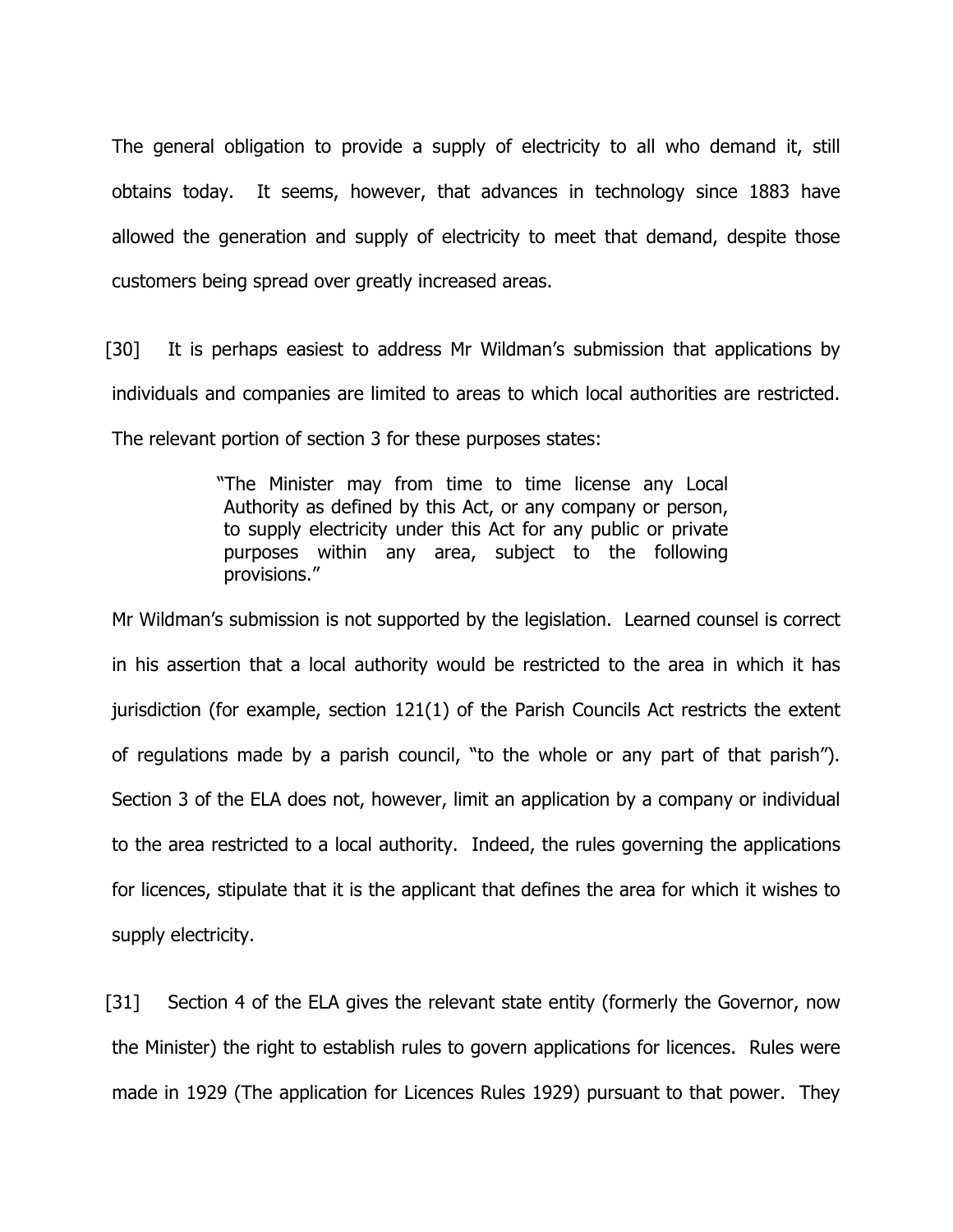The general obligation to provide a supply of electricity to all who demand it, still obtains today. It seems, however, that advances in technology since 1883 have allowed the generation and supply of electricity to meet that demand, despite those customers being spread over greatly increased areas.

[30] It is perhaps easiest to address Mr Wildman's submission that applications by individuals and companies are limited to areas to which local authorities are restricted. The relevant portion of section 3 for these purposes states:

> "The Minister may from time to time license any Local Authority as defined by this Act, or any company or person, to supply electricity under this Act for any public or private purposes within any area, subject to the following provisions."

Mr Wildman's submission is not supported by the legislation. Learned counsel is correct in his assertion that a local authority would be restricted to the area in which it has jurisdiction (for example, section 121(1) of the Parish Councils Act restricts the extent of regulations made by a parish council, "to the whole or any part of that parish"). Section 3 of the ELA does not, however, limit an application by a company or individual to the area restricted to a local authority. Indeed, the rules governing the applications for licences, stipulate that it is the applicant that defines the area for which it wishes to supply electricity.

[31] Section 4 of the ELA gives the relevant state entity (formerly the Governor, now the Minister) the right to establish rules to govern applications for licences. Rules were made in 1929 (The application for Licences Rules 1929) pursuant to that power. They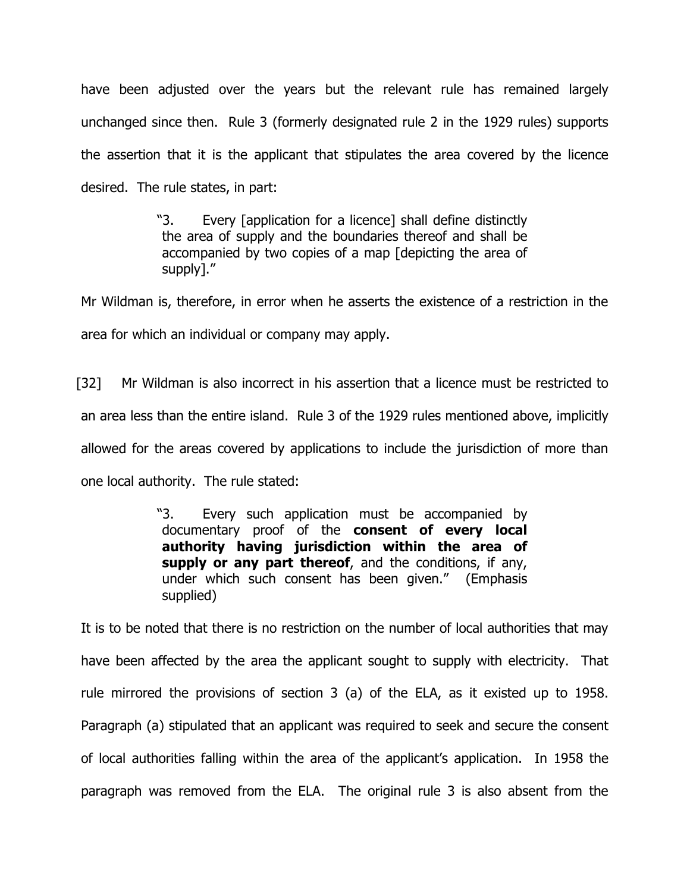have been adjusted over the years but the relevant rule has remained largely unchanged since then. Rule 3 (formerly designated rule 2 in the 1929 rules) supports the assertion that it is the applicant that stipulates the area covered by the licence desired. The rule states, in part:

> "3. Every [application for a licence] shall define distinctly the area of supply and the boundaries thereof and shall be accompanied by two copies of a map [depicting the area of supply]."

Mr Wildman is, therefore, in error when he asserts the existence of a restriction in the area for which an individual or company may apply.

[32] Mr Wildman is also incorrect in his assertion that a licence must be restricted to an area less than the entire island. Rule 3 of the 1929 rules mentioned above, implicitly allowed for the areas covered by applications to include the jurisdiction of more than one local authority. The rule stated:

> "3. Every such application must be accompanied by documentary proof of the **consent of every local authority having jurisdiction within the area of supply or any part thereof**, and the conditions, if any, under which such consent has been given." (Emphasis supplied)

It is to be noted that there is no restriction on the number of local authorities that may have been affected by the area the applicant sought to supply with electricity. That rule mirrored the provisions of section 3 (a) of the ELA, as it existed up to 1958. Paragraph (a) stipulated that an applicant was required to seek and secure the consent of local authorities falling within the area of the applicant's application. In 1958 the paragraph was removed from the ELA. The original rule 3 is also absent from the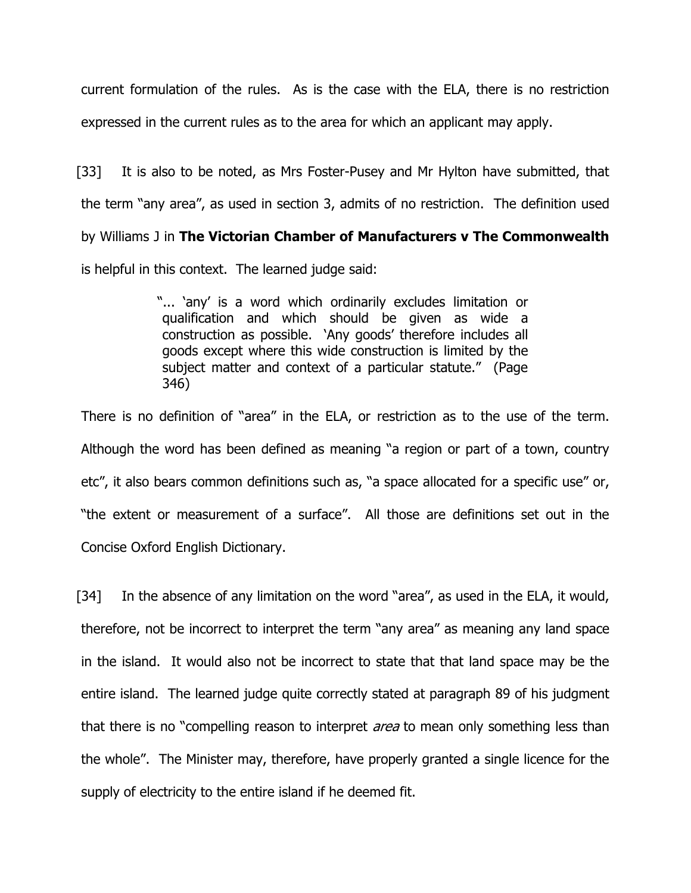current formulation of the rules. As is the case with the ELA, there is no restriction expressed in the current rules as to the area for which an applicant may apply.

[33] It is also to be noted, as Mrs Foster-Pusey and Mr Hylton have submitted, that the term "any area", as used in section 3, admits of no restriction. The definition used by Williams J in **The Victorian Chamber of Manufacturers v The Commonwealth** is helpful in this context. The learned judge said:

> "... 'any' is a word which ordinarily excludes limitation or qualification and which should be given as wide a construction as possible. 'Any goods' therefore includes all goods except where this wide construction is limited by the subject matter and context of a particular statute." (Page 346)

There is no definition of "area" in the ELA, or restriction as to the use of the term. Although the word has been defined as meaning "a region or part of a town, country etc", it also bears common definitions such as, "a space allocated for a specific use" or, "the extent or measurement of a surface". All those are definitions set out in the Concise Oxford English Dictionary.

[34] In the absence of any limitation on the word "area", as used in the ELA, it would, therefore, not be incorrect to interpret the term "any area" as meaning any land space in the island. It would also not be incorrect to state that that land space may be the entire island. The learned judge quite correctly stated at paragraph 89 of his judgment that there is no "compelling reason to interpret *area* to mean only something less than the whole". The Minister may, therefore, have properly granted a single licence for the supply of electricity to the entire island if he deemed fit.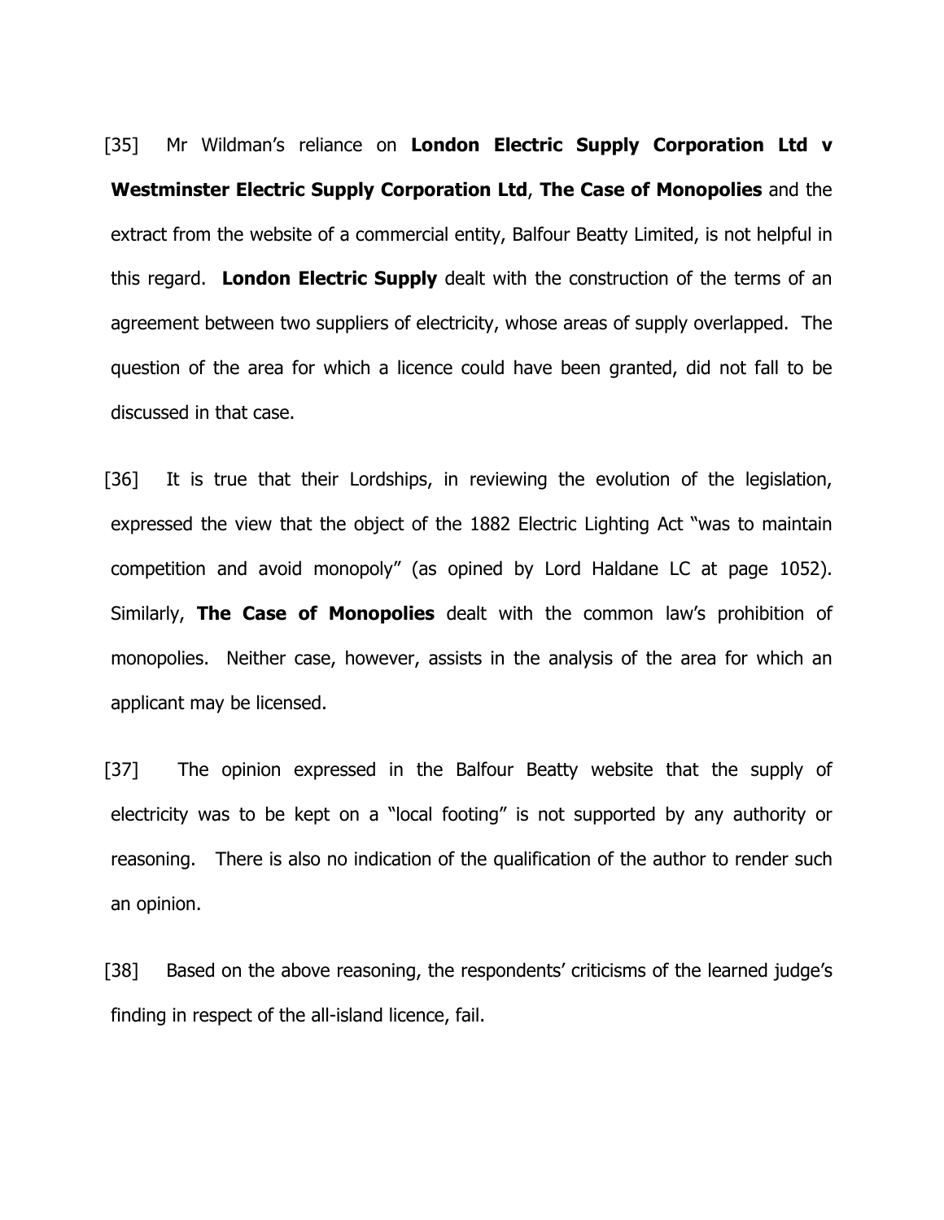[35] Mr Wildman's reliance on **London Electric Supply Corporation Ltd v Westminster Electric Supply Corporation Ltd**, **The Case of Monopolies** and the extract from the website of a commercial entity, Balfour Beatty Limited, is not helpful in this regard. **London Electric Supply** dealt with the construction of the terms of an agreement between two suppliers of electricity, whose areas of supply overlapped. The question of the area for which a licence could have been granted, did not fall to be discussed in that case.

[36] It is true that their Lordships, in reviewing the evolution of the legislation, expressed the view that the object of the 1882 Electric Lighting Act "was to maintain competition and avoid monopoly" (as opined by Lord Haldane LC at page 1052). Similarly, **The Case of Monopolies** dealt with the common law's prohibition of monopolies. Neither case, however, assists in the analysis of the area for which an applicant may be licensed.

[37] The opinion expressed in the Balfour Beatty website that the supply of electricity was to be kept on a "local footing" is not supported by any authority or reasoning. There is also no indication of the qualification of the author to render such an opinion.

[38] Based on the above reasoning, the respondents' criticisms of the learned judge's finding in respect of the all-island licence, fail.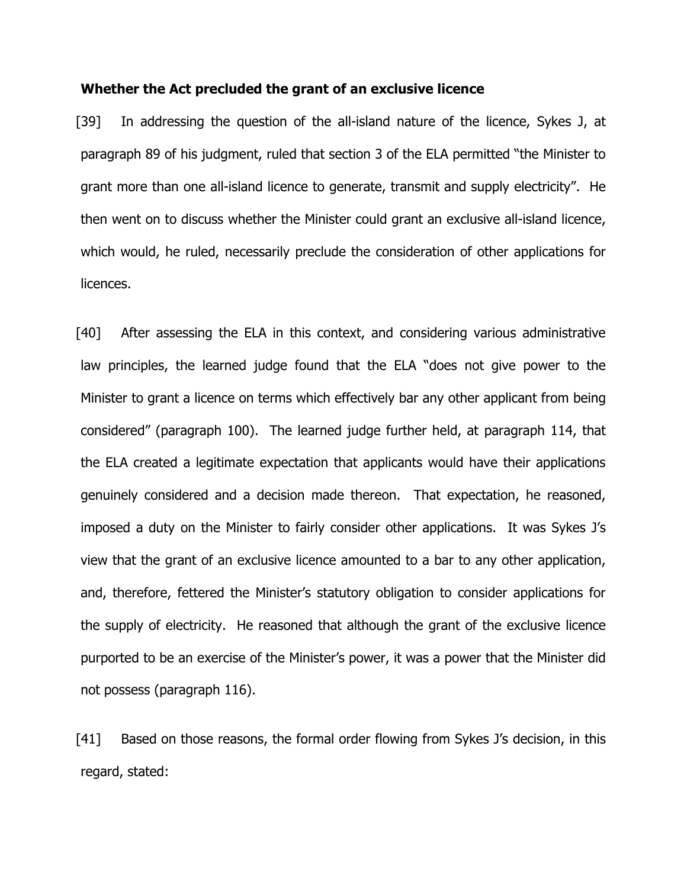**Whether the Act precluded the grant of an exclusive licence**

[39] In addressing the question of the all-island nature of the licence, Sykes J, at paragraph 89 of his judgment, ruled that section 3 of the ELA permitted "the Minister to grant more than one all-island licence to generate, transmit and supply electricity". He then went on to discuss whether the Minister could grant an exclusive all-island licence, which would, he ruled, necessarily preclude the consideration of other applications for licences.

[40] After assessing the ELA in this context, and considering various administrative law principles, the learned judge found that the ELA "does not give power to the Minister to grant a licence on terms which effectively bar any other applicant from being considered" (paragraph 100). The learned judge further held, at paragraph 114, that the ELA created a legitimate expectation that applicants would have their applications genuinely considered and a decision made thereon. That expectation, he reasoned, imposed a duty on the Minister to fairly consider other applications. It was Sykes J's view that the grant of an exclusive licence amounted to a bar to any other application, and, therefore, fettered the Minister's statutory obligation to consider applications for the supply of electricity. He reasoned that although the grant of the exclusive licence purported to be an exercise of the Minister's power, it was a power that the Minister did not possess (paragraph 116).

[41] Based on those reasons, the formal order flowing from Sykes J's decision, in this regard, stated: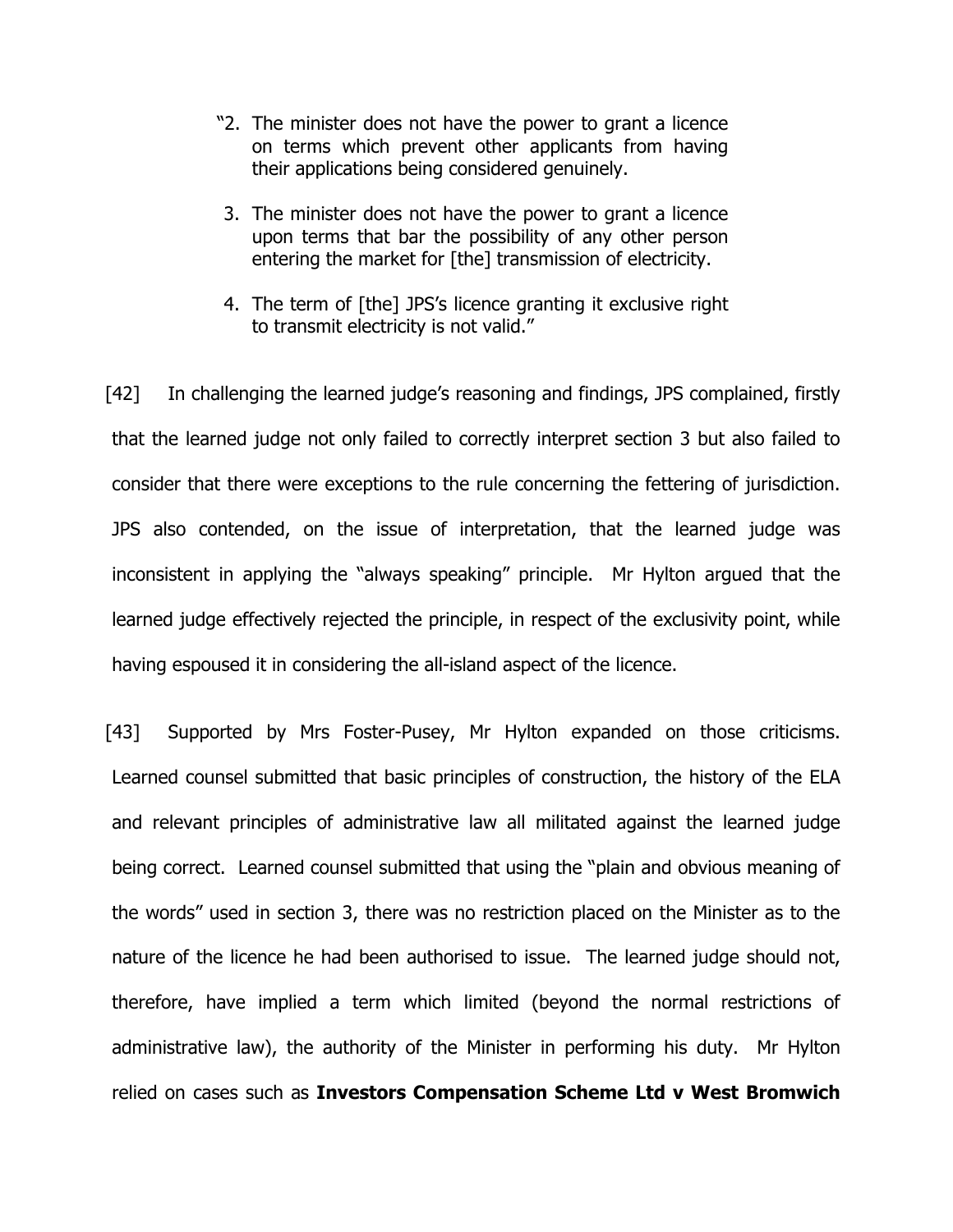> "2. The minister does not have the power to grant a licence on terms which prevent other applicants from having their applications being considered genuinely.
>
> 3. The minister does not have the power to grant a licence upon terms that bar the possibility of any other person entering the market for [the] transmission of electricity.
>
> 4. The term of [the] JPS's licence granting it exclusive right to transmit electricity is not valid."

[42] In challenging the learned judge's reasoning and findings, JPS complained, firstly that the learned judge not only failed to correctly interpret section 3 but also failed to consider that there were exceptions to the rule concerning the fettering of jurisdiction. JPS also contended, on the issue of interpretation, that the learned judge was inconsistent in applying the "always speaking" principle. Mr Hylton argued that the learned judge effectively rejected the principle, in respect of the exclusivity point, while having espoused it in considering the all-island aspect of the licence.

[43] Supported by Mrs Foster-Pusey, Mr Hylton expanded on those criticisms. Learned counsel submitted that basic principles of construction, the history of the ELA and relevant principles of administrative law all militated against the learned judge being correct. Learned counsel submitted that using the "plain and obvious meaning of the words" used in section 3, there was no restriction placed on the Minister as to the nature of the licence he had been authorised to issue. The learned judge should not, therefore, have implied a term which limited (beyond the normal restrictions of administrative law), the authority of the Minister in performing his duty. Mr Hylton relied on cases such as **Investors Compensation Scheme Ltd v West Bromwich**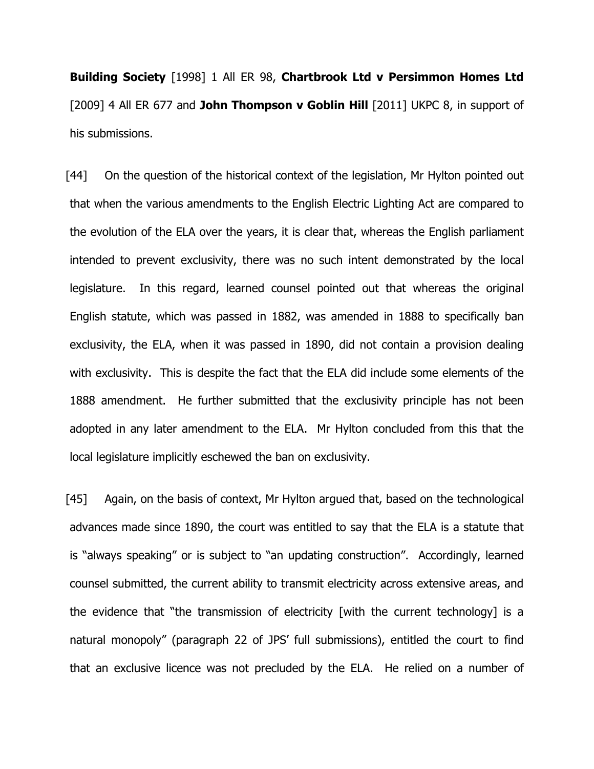**Building Society** [1998] 1 All ER 98, **Chartbrook Ltd v Persimmon Homes Ltd** [2009] 4 All ER 677 and **John Thompson v Goblin Hill** [2011] UKPC 8, in support of his submissions.

[44] On the question of the historical context of the legislation, Mr Hylton pointed out that when the various amendments to the English Electric Lighting Act are compared to the evolution of the ELA over the years, it is clear that, whereas the English parliament intended to prevent exclusivity, there was no such intent demonstrated by the local legislature. In this regard, learned counsel pointed out that whereas the original English statute, which was passed in 1882, was amended in 1888 to specifically ban exclusivity, the ELA, when it was passed in 1890, did not contain a provision dealing with exclusivity. This is despite the fact that the ELA did include some elements of the 1888 amendment. He further submitted that the exclusivity principle has not been adopted in any later amendment to the ELA. Mr Hylton concluded from this that the local legislature implicitly eschewed the ban on exclusivity.

[45] Again, on the basis of context, Mr Hylton argued that, based on the technological advances made since 1890, the court was entitled to say that the ELA is a statute that is "always speaking" or is subject to "an updating construction". Accordingly, learned counsel submitted, the current ability to transmit electricity across extensive areas, and the evidence that "the transmission of electricity [with the current technology] is a natural monopoly" (paragraph 22 of JPS' full submissions), entitled the court to find that an exclusive licence was not precluded by the ELA. He relied on a number of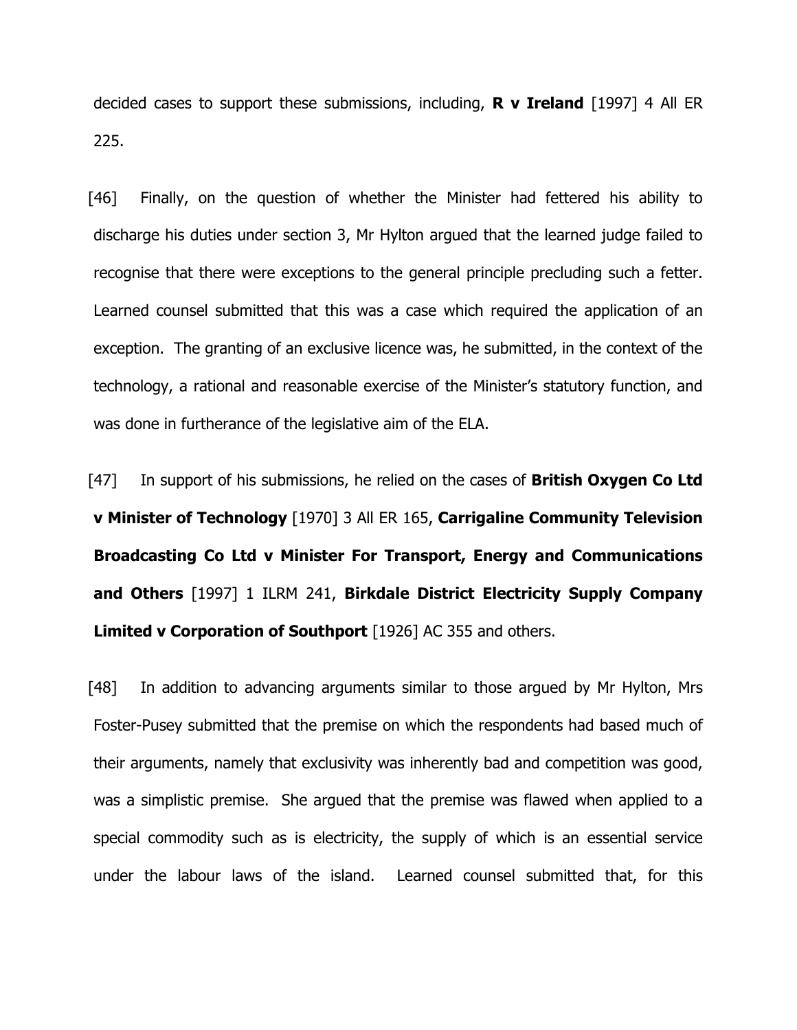decided cases to support these submissions, including, **R v Ireland** [1997] 4 All ER 225.

[46] Finally, on the question of whether the Minister had fettered his ability to discharge his duties under section 3, Mr Hylton argued that the learned judge failed to recognise that there were exceptions to the general principle precluding such a fetter. Learned counsel submitted that this was a case which required the application of an exception. The granting of an exclusive licence was, he submitted, in the context of the technology, a rational and reasonable exercise of the Minister's statutory function, and was done in furtherance of the legislative aim of the ELA.

[47] In support of his submissions, he relied on the cases of **British Oxygen Co Ltd v Minister of Technology** [1970] 3 All ER 165, **Carrigaline Community Television Broadcasting Co Ltd v Minister For Transport, Energy and Communications and Others** [1997] 1 ILRM 241, **Birkdale District Electricity Supply Company Limited v Corporation of Southport** [1926] AC 355 and others.

[48] In addition to advancing arguments similar to those argued by Mr Hylton, Mrs Foster-Pusey submitted that the premise on which the respondents had based much of their arguments, namely that exclusivity was inherently bad and competition was good, was a simplistic premise. She argued that the premise was flawed when applied to a special commodity such as is electricity, the supply of which is an essential service under the labour laws of the island. Learned counsel submitted that, for this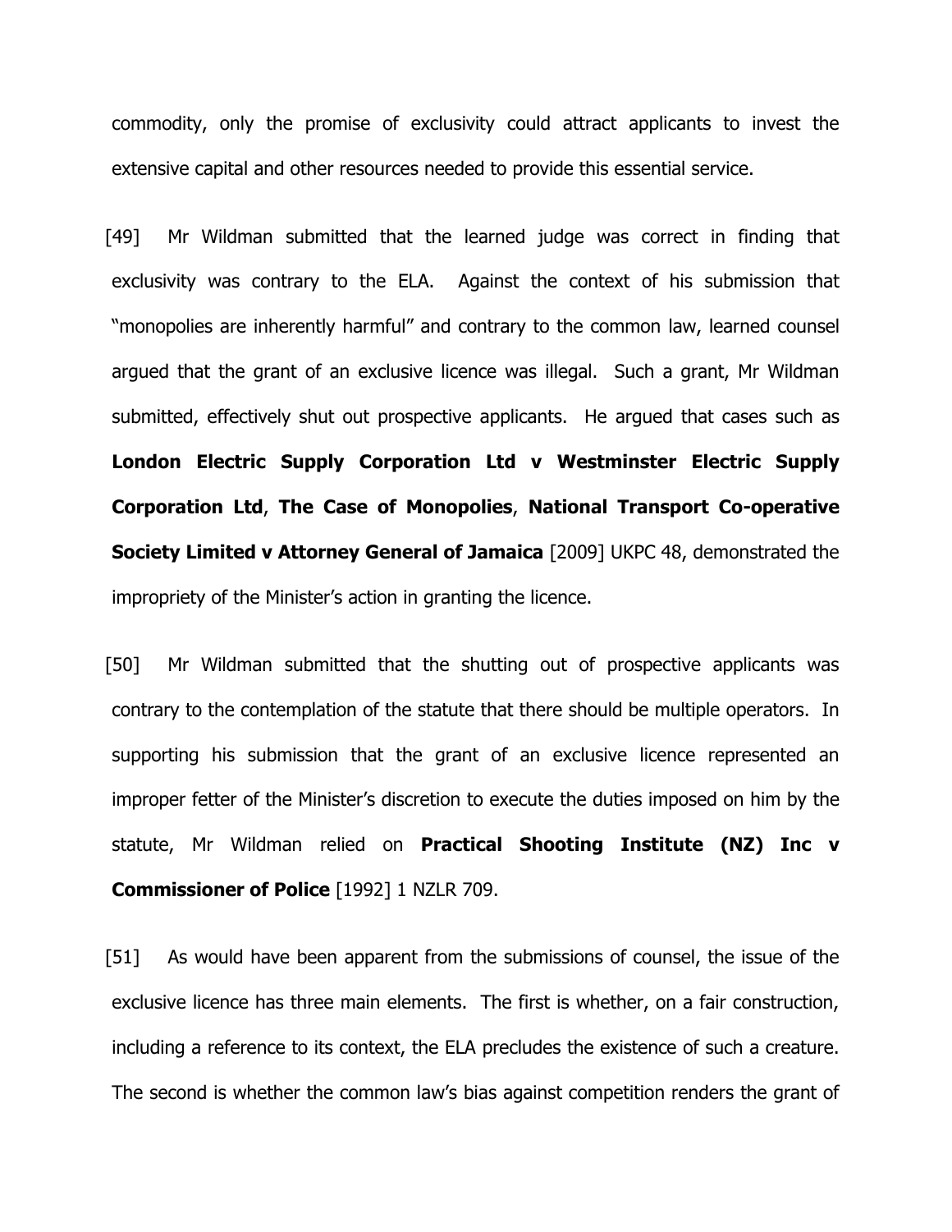commodity, only the promise of exclusivity could attract applicants to invest the extensive capital and other resources needed to provide this essential service.

[49] Mr Wildman submitted that the learned judge was correct in finding that exclusivity was contrary to the ELA. Against the context of his submission that "monopolies are inherently harmful" and contrary to the common law, learned counsel argued that the grant of an exclusive licence was illegal. Such a grant, Mr Wildman submitted, effectively shut out prospective applicants. He argued that cases such as **London Electric Supply Corporation Ltd v Westminster Electric Supply Corporation Ltd**, **The Case of Monopolies**, **National Transport Co-operative Society Limited v Attorney General of Jamaica** [2009] UKPC 48, demonstrated the impropriety of the Minister's action in granting the licence.

[50] Mr Wildman submitted that the shutting out of prospective applicants was contrary to the contemplation of the statute that there should be multiple operators. In supporting his submission that the grant of an exclusive licence represented an improper fetter of the Minister's discretion to execute the duties imposed on him by the statute, Mr Wildman relied on **Practical Shooting Institute (NZ) Inc v Commissioner of Police** [1992] 1 NZLR 709.

[51] As would have been apparent from the submissions of counsel, the issue of the exclusive licence has three main elements. The first is whether, on a fair construction, including a reference to its context, the ELA precludes the existence of such a creature. The second is whether the common law's bias against competition renders the grant of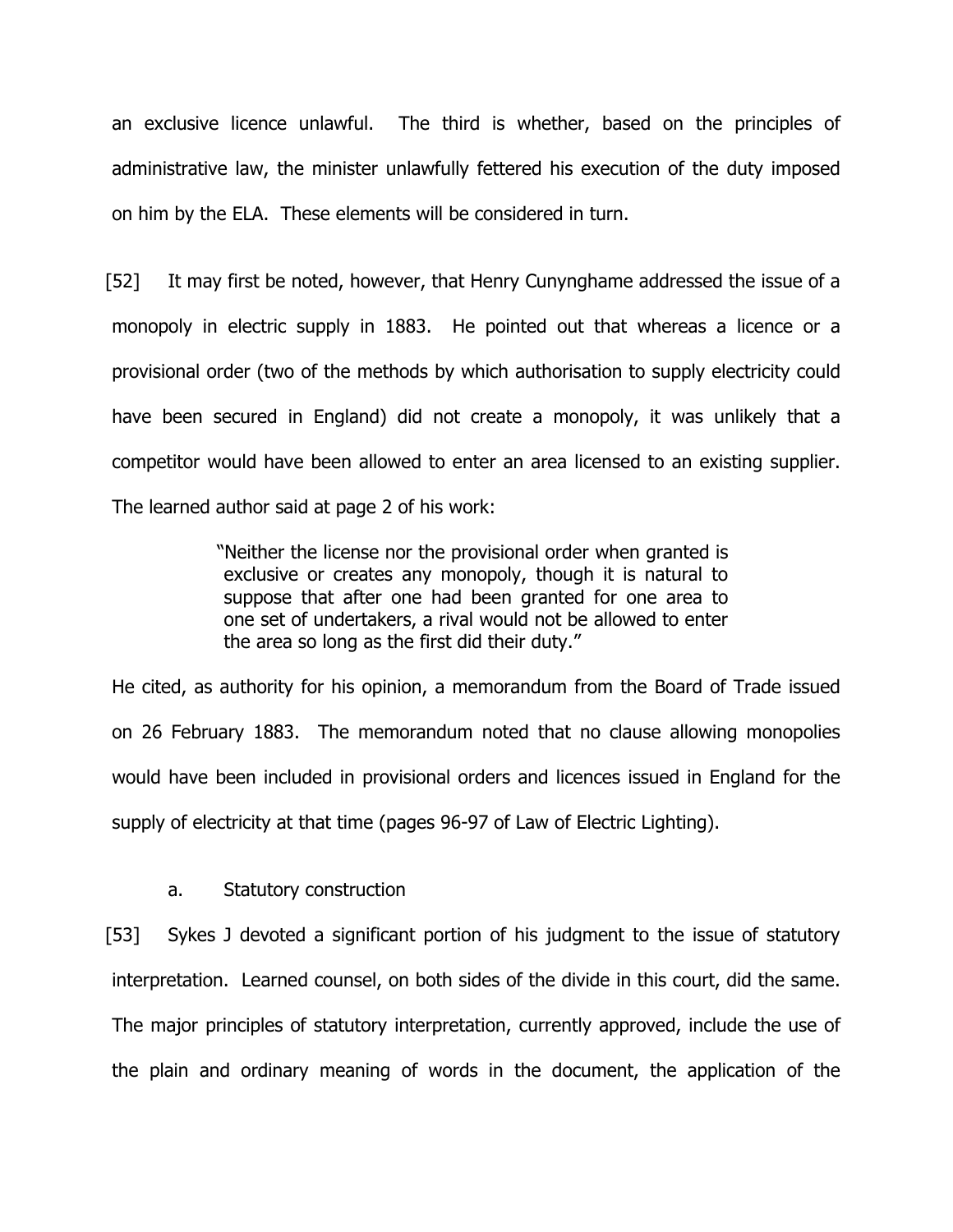an exclusive licence unlawful. The third is whether, based on the principles of administrative law, the minister unlawfully fettered his execution of the duty imposed on him by the ELA. These elements will be considered in turn.

[52] It may first be noted, however, that Henry Cunynghame addressed the issue of a monopoly in electric supply in 1883. He pointed out that whereas a licence or a provisional order (two of the methods by which authorisation to supply electricity could have been secured in England) did not create a monopoly, it was unlikely that a competitor would have been allowed to enter an area licensed to an existing supplier. The learned author said at page 2 of his work:

> "Neither the license nor the provisional order when granted is exclusive or creates any monopoly, though it is natural to suppose that after one had been granted for one area to one set of undertakers, a rival would not be allowed to enter the area so long as the first did their duty."

He cited, as authority for his opinion, a memorandum from the Board of Trade issued on 26 February 1883. The memorandum noted that no clause allowing monopolies would have been included in provisional orders and licences issued in England for the supply of electricity at that time (pages 96-97 of Law of Electric Lighting).

a. Statutory construction

[53] Sykes J devoted a significant portion of his judgment to the issue of statutory interpretation. Learned counsel, on both sides of the divide in this court, did the same. The major principles of statutory interpretation, currently approved, include the use of the plain and ordinary meaning of words in the document, the application of the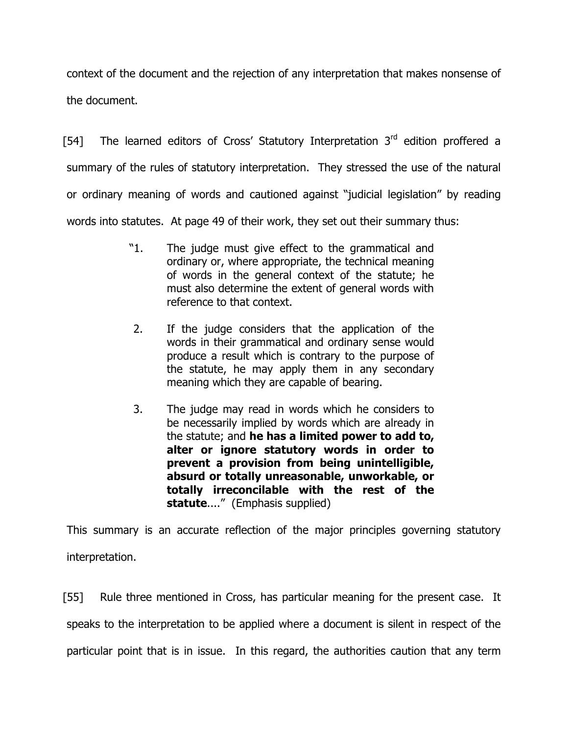context of the document and the rejection of any interpretation that makes nonsense of the document.

[54] The learned editors of Cross' Statutory Interpretation 3rd edition proffered a summary of the rules of statutory interpretation. They stressed the use of the natural or ordinary meaning of words and cautioned against "judicial legislation" by reading words into statutes. At page 49 of their work, they set out their summary thus:

> "1. The judge must give effect to the grammatical and ordinary or, where appropriate, the technical meaning of words in the general context of the statute; he must also determine the extent of general words with reference to that context.
>
> 2. If the judge considers that the application of the words in their grammatical and ordinary sense would produce a result which is contrary to the purpose of the statute, he may apply them in any secondary meaning which they are capable of bearing.
>
> 3. The judge may read in words which he considers to be necessarily implied by words which are already in the statute; and **he has a limited power to add to, alter or ignore statutory words in order to prevent a provision from being unintelligible, absurd or totally unreasonable, unworkable, or totally irreconcilable with the rest of the statute**...." (Emphasis supplied)

This summary is an accurate reflection of the major principles governing statutory interpretation.

[55] Rule three mentioned in Cross, has particular meaning for the present case. It speaks to the interpretation to be applied where a document is silent in respect of the particular point that is in issue. In this regard, the authorities caution that any term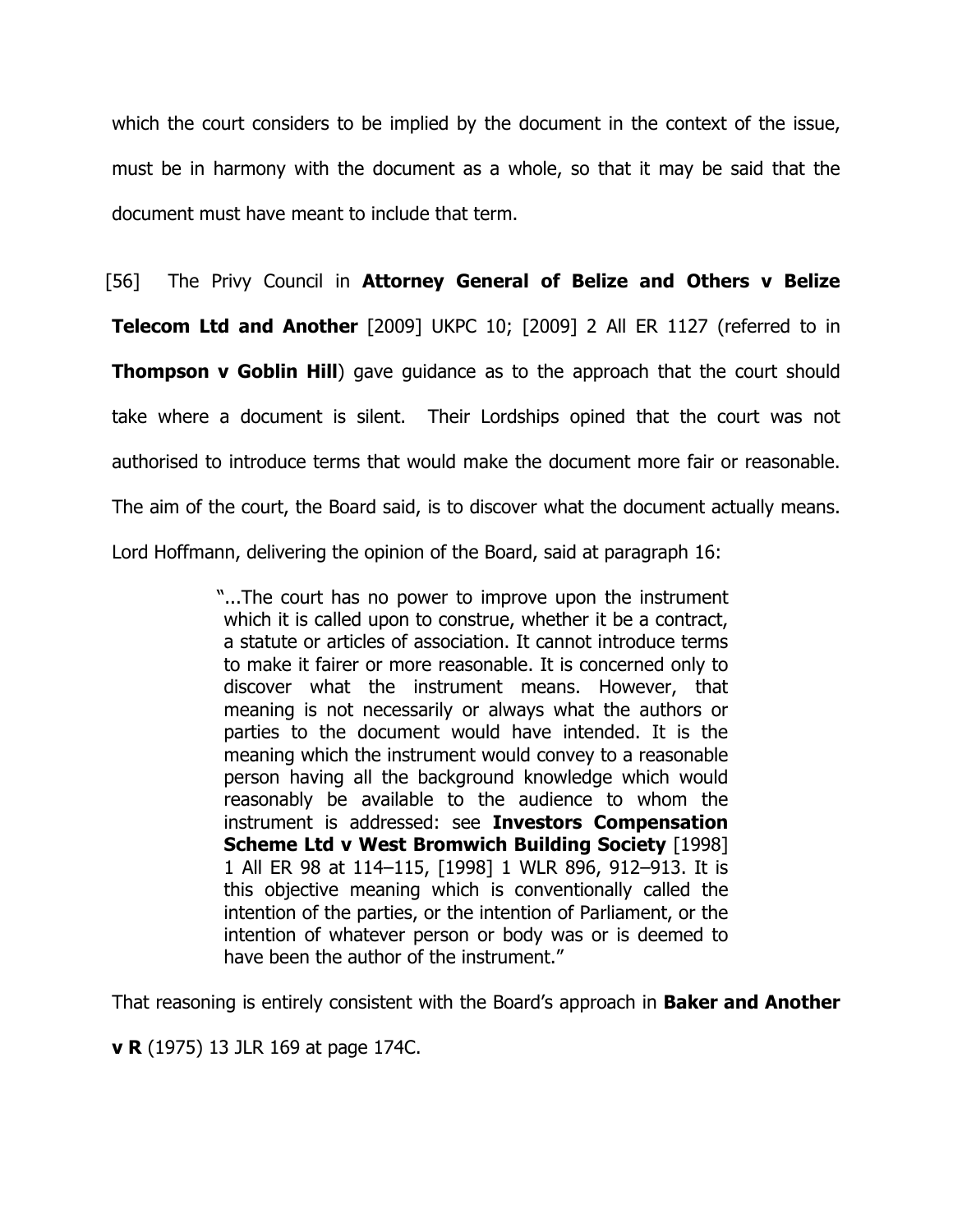which the court considers to be implied by the document in the context of the issue, must be in harmony with the document as a whole, so that it may be said that the document must have meant to include that term.

[56] The Privy Council in **Attorney General of Belize and Others v Belize Telecom Ltd and Another** [2009] UKPC 10; [2009] 2 All ER 1127 (referred to in **Thompson v Goblin Hill**) gave guidance as to the approach that the court should take where a document is silent. Their Lordships opined that the court was not authorised to introduce terms that would make the document more fair or reasonable. The aim of the court, the Board said, is to discover what the document actually means. Lord Hoffmann, delivering the opinion of the Board, said at paragraph 16:

> "...The court has no power to improve upon the instrument which it is called upon to construe, whether it be a contract, a statute or articles of association. It cannot introduce terms to make it fairer or more reasonable. It is concerned only to discover what the instrument means. However, that meaning is not necessarily or always what the authors or parties to the document would have intended. It is the meaning which the instrument would convey to a reasonable person having all the background knowledge which would reasonably be available to the audience to whom the instrument is addressed: see **Investors Compensation Scheme Ltd v West Bromwich Building Society** [1998] 1 All ER 98 at 114–115, [1998] 1 WLR 896, 912–913. It is this objective meaning which is conventionally called the intention of the parties, or the intention of Parliament, or the intention of whatever person or body was or is deemed to have been the author of the instrument."

That reasoning is entirely consistent with the Board's approach in **Baker and Another v R** (1975) 13 JLR 169 at page 174C.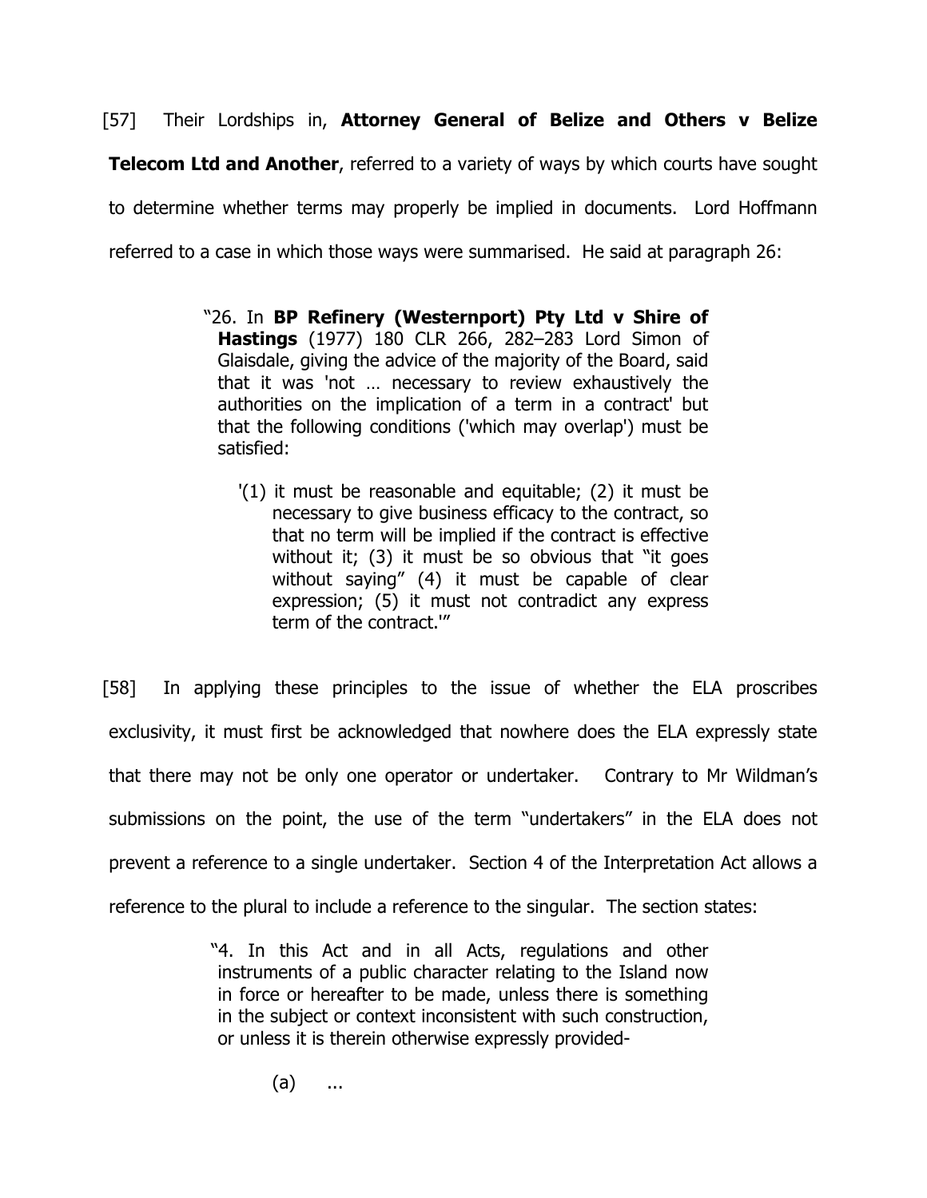[57] Their Lordships in, **Attorney General of Belize and Others v Belize Telecom Ltd and Another**, referred to a variety of ways by which courts have sought to determine whether terms may properly be implied in documents. Lord Hoffmann referred to a case in which those ways were summarised. He said at paragraph 26:

> "26. In **BP Refinery (Westernport) Pty Ltd v Shire of Hastings** (1977) 180 CLR 266, 282–283 Lord Simon of Glaisdale, giving the advice of the majority of the Board, said that it was 'not … necessary to review exhaustively the authorities on the implication of a term in a contract' but that the following conditions ('which may overlap') must be satisfied:
>
> > '(1) it must be reasonable and equitable; (2) it must be necessary to give business efficacy to the contract, so that no term will be implied if the contract is effective without it; (3) it must be so obvious that "it goes without saying" (4) it must be capable of clear expression; (5) it must not contradict any express term of the contract.'"

[58] In applying these principles to the issue of whether the ELA proscribes exclusivity, it must first be acknowledged that nowhere does the ELA expressly state that there may not be only one operator or undertaker. Contrary to Mr Wildman's submissions on the point, the use of the term "undertakers" in the ELA does not prevent a reference to a single undertaker. Section 4 of the Interpretation Act allows a reference to the plural to include a reference to the singular. The section states:

> "4. In this Act and in all Acts, regulations and other instruments of a public character relating to the Island now in force or hereafter to be made, unless there is something in the subject or context inconsistent with such construction, or unless it is therein otherwise expressly provided-
>
> (a) ...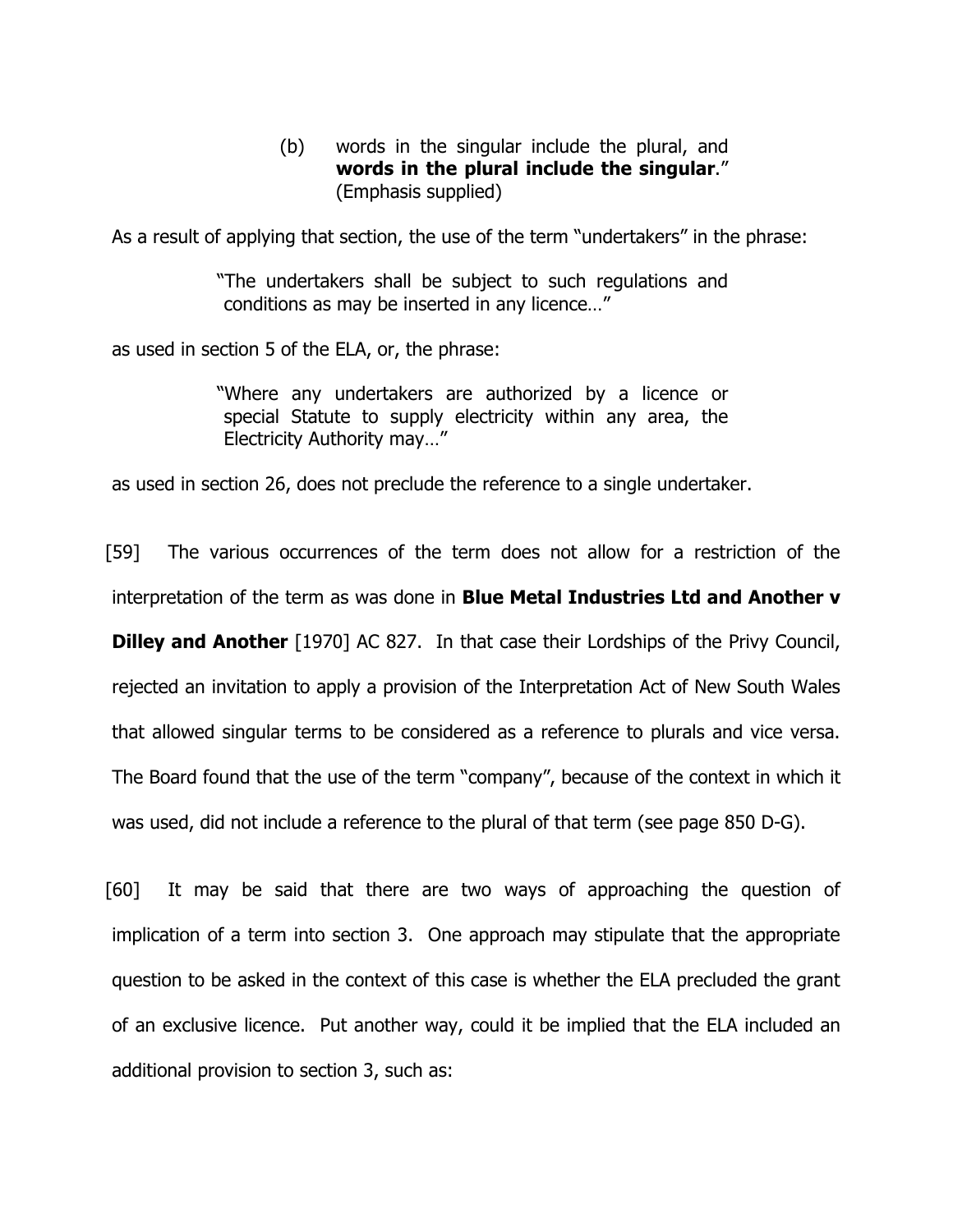> (b) words in the singular include the plural, and **words in the plural include the singular**." (Emphasis supplied)

As a result of applying that section, the use of the term "undertakers" in the phrase:

> "The undertakers shall be subject to such regulations and conditions as may be inserted in any licence…"

as used in section 5 of the ELA, or, the phrase:

> "Where any undertakers are authorized by a licence or special Statute to supply electricity within any area, the Electricity Authority may…"

as used in section 26, does not preclude the reference to a single undertaker.

[59] The various occurrences of the term does not allow for a restriction of the interpretation of the term as was done in **Blue Metal Industries Ltd and Another v Dilley and Another** [1970] AC 827. In that case their Lordships of the Privy Council, rejected an invitation to apply a provision of the Interpretation Act of New South Wales that allowed singular terms to be considered as a reference to plurals and vice versa. The Board found that the use of the term "company", because of the context in which it was used, did not include a reference to the plural of that term (see page 850 D-G).

[60] It may be said that there are two ways of approaching the question of implication of a term into section 3. One approach may stipulate that the appropriate question to be asked in the context of this case is whether the ELA precluded the grant of an exclusive licence. Put another way, could it be implied that the ELA included an additional provision to section 3, such as: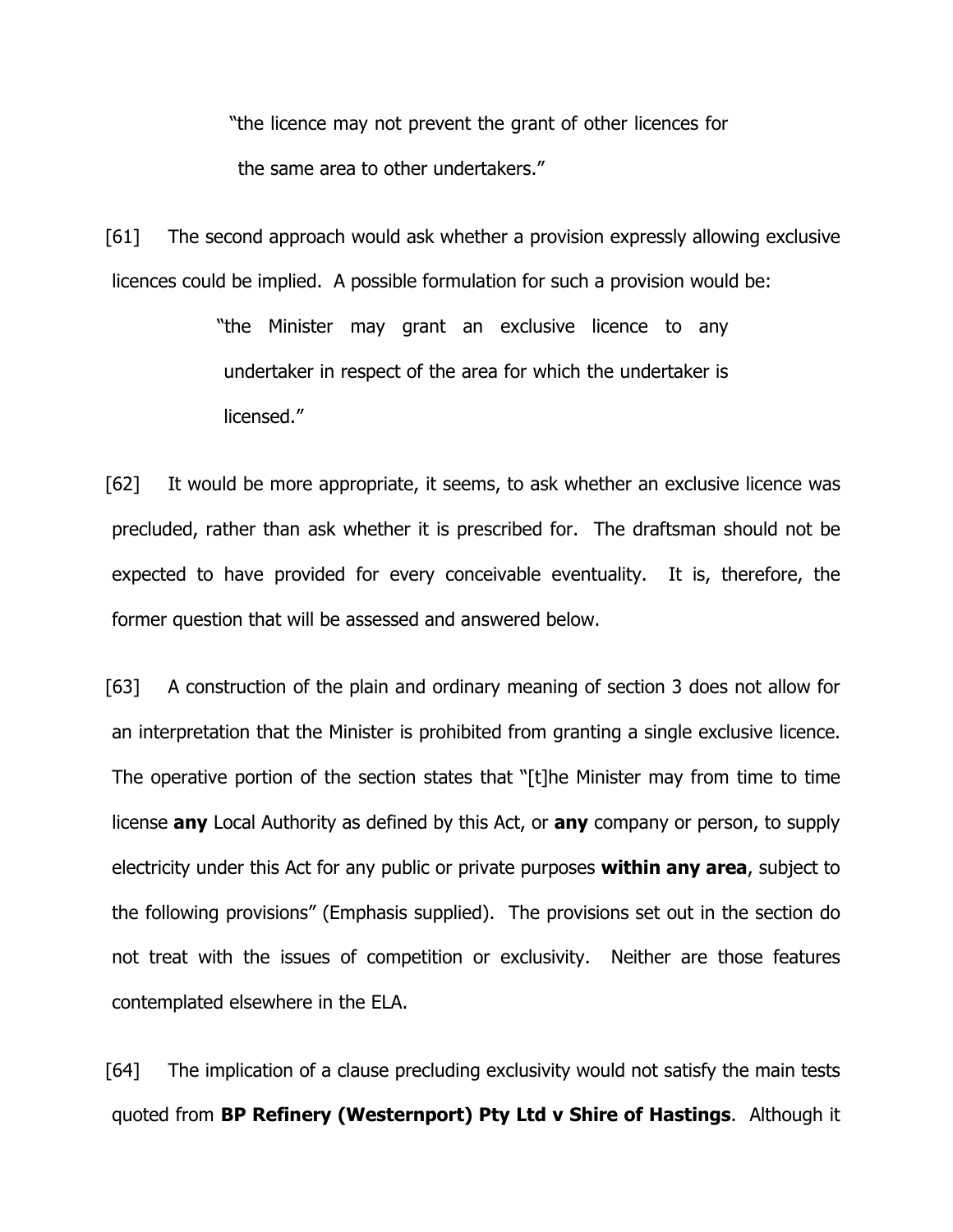> "the licence may not prevent the grant of other licences for the same area to other undertakers."

[61] The second approach would ask whether a provision expressly allowing exclusive licences could be implied. A possible formulation for such a provision would be:

> "the Minister may grant an exclusive licence to any undertaker in respect of the area for which the undertaker is licensed."

[62] It would be more appropriate, it seems, to ask whether an exclusive licence was precluded, rather than ask whether it is prescribed for. The draftsman should not be expected to have provided for every conceivable eventuality. It is, therefore, the former question that will be assessed and answered below.

[63] A construction of the plain and ordinary meaning of section 3 does not allow for an interpretation that the Minister is prohibited from granting a single exclusive licence. The operative portion of the section states that "[t]he Minister may from time to time license **any** Local Authority as defined by this Act, or **any** company or person, to supply electricity under this Act for any public or private purposes **within any area**, subject to the following provisions" (Emphasis supplied). The provisions set out in the section do not treat with the issues of competition or exclusivity. Neither are those features contemplated elsewhere in the ELA.

[64] The implication of a clause precluding exclusivity would not satisfy the main tests quoted from **BP Refinery (Westernport) Pty Ltd v Shire of Hastings**. Although it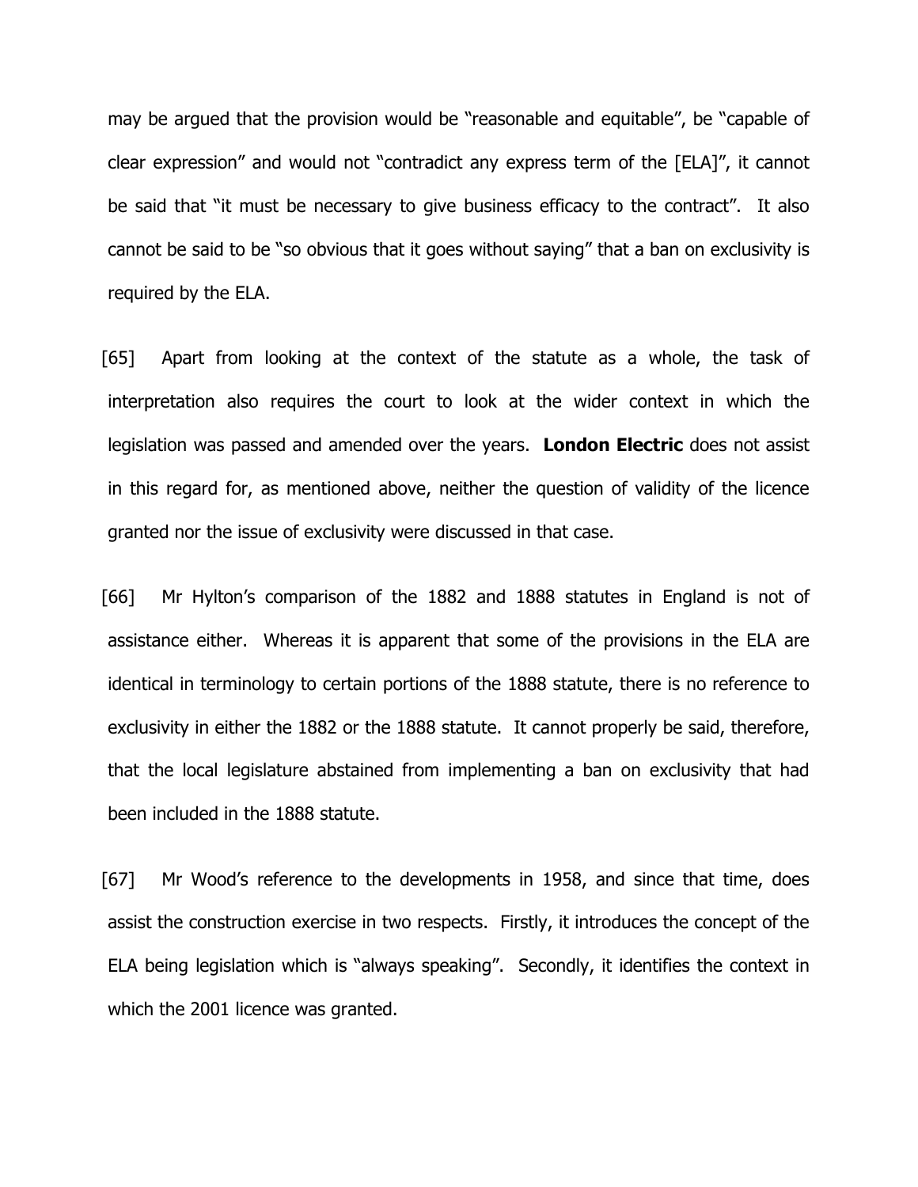may be argued that the provision would be "reasonable and equitable", be "capable of clear expression" and would not "contradict any express term of the [ELA]", it cannot be said that "it must be necessary to give business efficacy to the contract". It also cannot be said to be "so obvious that it goes without saying" that a ban on exclusivity is required by the ELA.

[65] Apart from looking at the context of the statute as a whole, the task of interpretation also requires the court to look at the wider context in which the legislation was passed and amended over the years. **London Electric** does not assist in this regard for, as mentioned above, neither the question of validity of the licence granted nor the issue of exclusivity were discussed in that case.

[66] Mr Hylton's comparison of the 1882 and 1888 statutes in England is not of assistance either. Whereas it is apparent that some of the provisions in the ELA are identical in terminology to certain portions of the 1888 statute, there is no reference to exclusivity in either the 1882 or the 1888 statute. It cannot properly be said, therefore, that the local legislature abstained from implementing a ban on exclusivity that had been included in the 1888 statute.

[67] Mr Wood's reference to the developments in 1958, and since that time, does assist the construction exercise in two respects. Firstly, it introduces the concept of the ELA being legislation which is "always speaking". Secondly, it identifies the context in which the 2001 licence was granted.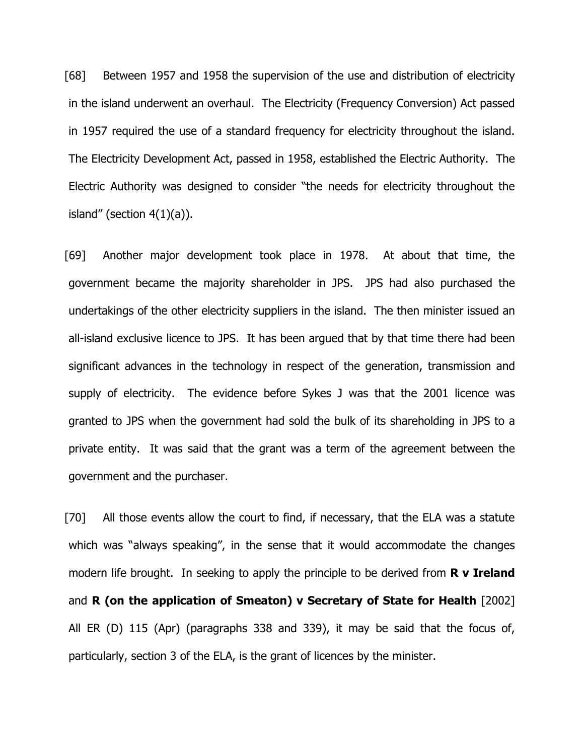[68] Between 1957 and 1958 the supervision of the use and distribution of electricity in the island underwent an overhaul. The Electricity (Frequency Conversion) Act passed in 1957 required the use of a standard frequency for electricity throughout the island. The Electricity Development Act, passed in 1958, established the Electric Authority. The Electric Authority was designed to consider "the needs for electricity throughout the island" (section 4(1)(a)).

[69] Another major development took place in 1978. At about that time, the government became the majority shareholder in JPS. JPS had also purchased the undertakings of the other electricity suppliers in the island. The then minister issued an all-island exclusive licence to JPS. It has been argued that by that time there had been significant advances in the technology in respect of the generation, transmission and supply of electricity. The evidence before Sykes J was that the 2001 licence was granted to JPS when the government had sold the bulk of its shareholding in JPS to a private entity. It was said that the grant was a term of the agreement between the government and the purchaser.

[70] All those events allow the court to find, if necessary, that the ELA was a statute which was "always speaking", in the sense that it would accommodate the changes modern life brought. In seeking to apply the principle to be derived from **R v Ireland** and **R (on the application of Smeaton) v Secretary of State for Health** [2002] All ER (D) 115 (Apr) (paragraphs 338 and 339), it may be said that the focus of, particularly, section 3 of the ELA, is the grant of licences by the minister.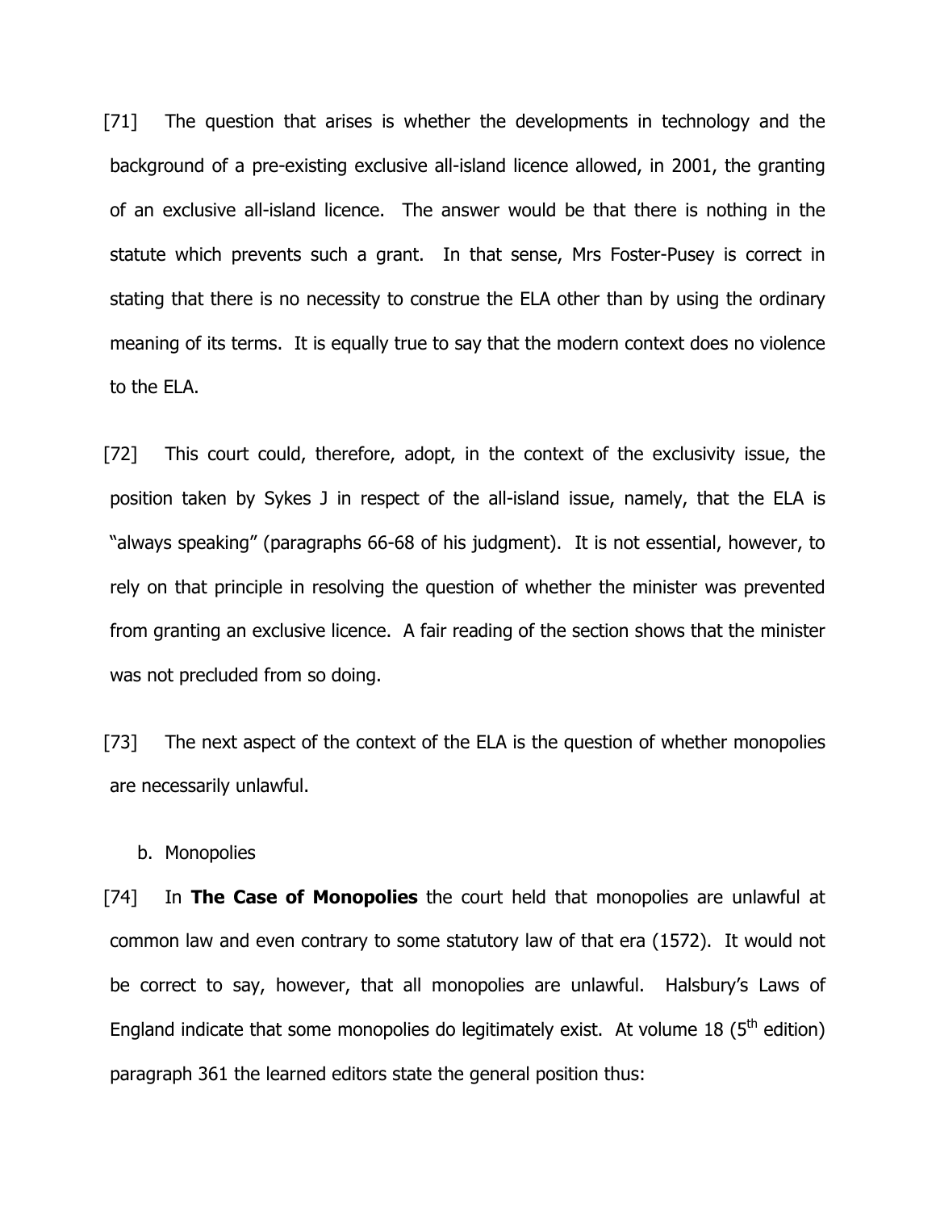[71] The question that arises is whether the developments in technology and the background of a pre-existing exclusive all-island licence allowed, in 2001, the granting of an exclusive all-island licence. The answer would be that there is nothing in the statute which prevents such a grant. In that sense, Mrs Foster-Pusey is correct in stating that there is no necessity to construe the ELA other than by using the ordinary meaning of its terms. It is equally true to say that the modern context does no violence to the ELA.

[72] This court could, therefore, adopt, in the context of the exclusivity issue, the position taken by Sykes J in respect of the all-island issue, namely, that the ELA is "always speaking" (paragraphs 66-68 of his judgment). It is not essential, however, to rely on that principle in resolving the question of whether the minister was prevented from granting an exclusive licence. A fair reading of the section shows that the minister was not precluded from so doing.

[73] The next aspect of the context of the ELA is the question of whether monopolies are necessarily unlawful.

b. Monopolies

[74] In **The Case of Monopolies** the court held that monopolies are unlawful at common law and even contrary to some statutory law of that era (1572). It would not be correct to say, however, that all monopolies are unlawful. Halsbury's Laws of England indicate that some monopolies do legitimately exist. At volume 18 (5th edition) paragraph 361 the learned editors state the general position thus: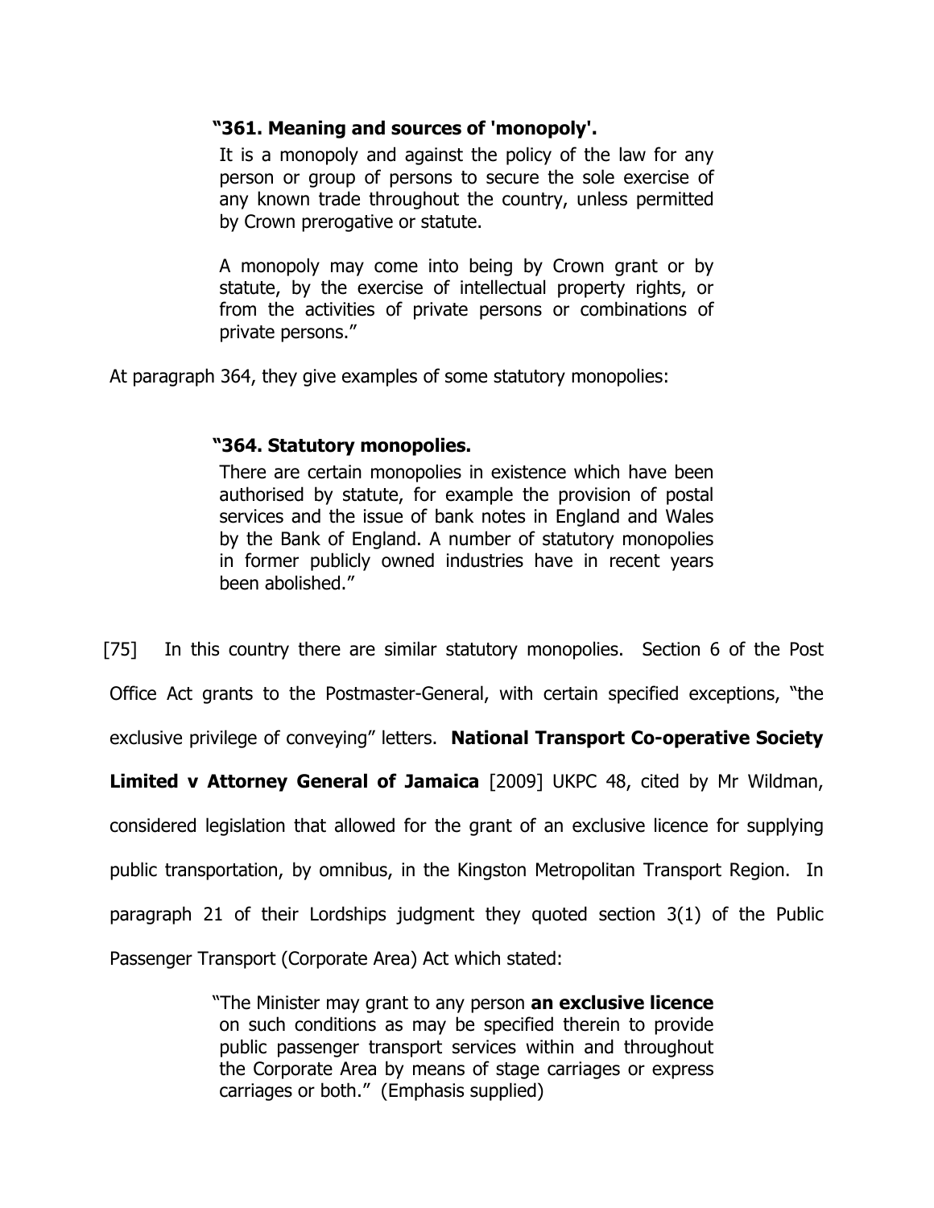> **"361. Meaning and sources of 'monopoly'.**
>
> It is a monopoly and against the policy of the law for any person or group of persons to secure the sole exercise of any known trade throughout the country, unless permitted by Crown prerogative or statute.
>
> A monopoly may come into being by Crown grant or by statute, by the exercise of intellectual property rights, or from the activities of private persons or combinations of private persons."

At paragraph 364, they give examples of some statutory monopolies:

> **"364. Statutory monopolies.**
>
> There are certain monopolies in existence which have been authorised by statute, for example the provision of postal services and the issue of bank notes in England and Wales by the Bank of England. A number of statutory monopolies in former publicly owned industries have in recent years been abolished."

[75] In this country there are similar statutory monopolies. Section 6 of the Post Office Act grants to the Postmaster-General, with certain specified exceptions, "the exclusive privilege of conveying" letters. **National Transport Co-operative Society Limited v Attorney General of Jamaica** [2009] UKPC 48, cited by Mr Wildman, considered legislation that allowed for the grant of an exclusive licence for supplying public transportation, by omnibus, in the Kingston Metropolitan Transport Region. In paragraph 21 of their Lordships judgment they quoted section 3(1) of the Public Passenger Transport (Corporate Area) Act which stated:

> "The Minister may grant to any person **an exclusive licence** on such conditions as may be specified therein to provide public passenger transport services within and throughout the Corporate Area by means of stage carriages or express carriages or both." (Emphasis supplied)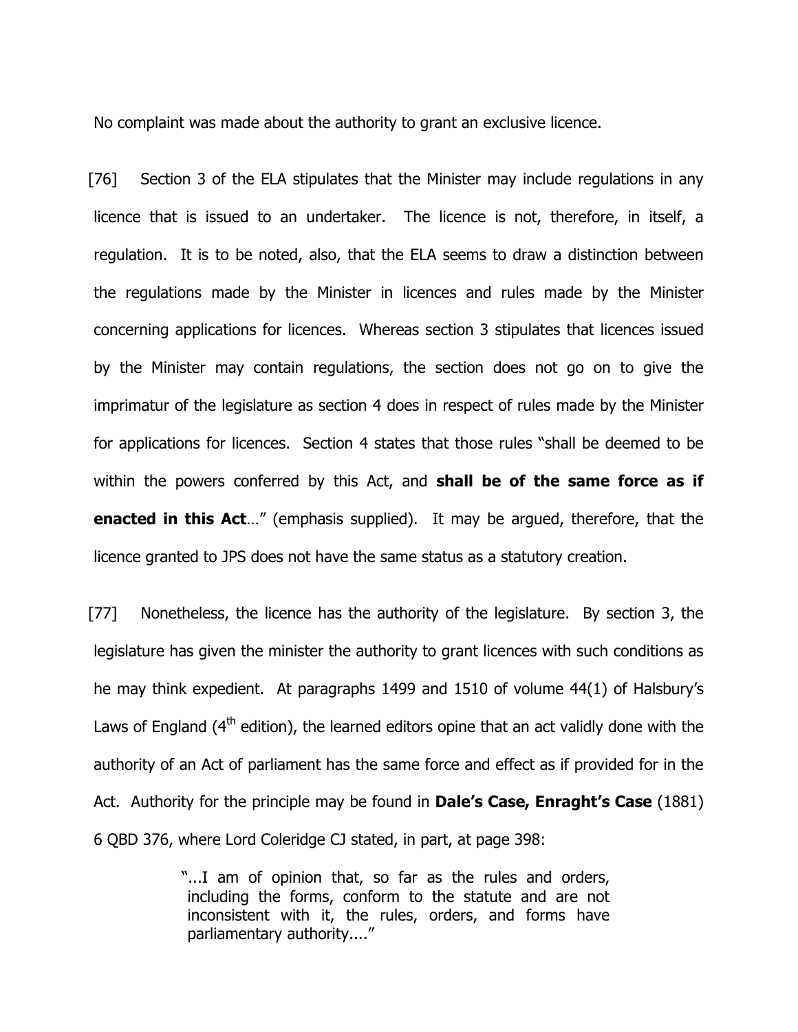No complaint was made about the authority to grant an exclusive licence.

[76] Section 3 of the ELA stipulates that the Minister may include regulations in any licence that is issued to an undertaker. The licence is not, therefore, in itself, a regulation. It is to be noted, also, that the ELA seems to draw a distinction between the regulations made by the Minister in licences and rules made by the Minister concerning applications for licences. Whereas section 3 stipulates that licences issued by the Minister may contain regulations, the section does not go on to give the imprimatur of the legislature as section 4 does in respect of rules made by the Minister for applications for licences. Section 4 states that those rules "shall be deemed to be within the powers conferred by this Act, and **shall be of the same force as if enacted in this Act**…" (emphasis supplied). It may be argued, therefore, that the licence granted to JPS does not have the same status as a statutory creation.

[77] Nonetheless, the licence has the authority of the legislature. By section 3, the legislature has given the minister the authority to grant licences with such conditions as he may think expedient. At paragraphs 1499 and 1510 of volume 44(1) of Halsbury's Laws of England (4th edition), the learned editors opine that an act validly done with the authority of an Act of parliament has the same force and effect as if provided for in the Act. Authority for the principle may be found in **Dale's Case, Enraght's Case** (1881) 6 QBD 376, where Lord Coleridge CJ stated, in part, at page 398:

> "...I am of opinion that, so far as the rules and orders, including the forms, conform to the statute and are not inconsistent with it, the rules, orders, and forms have parliamentary authority...."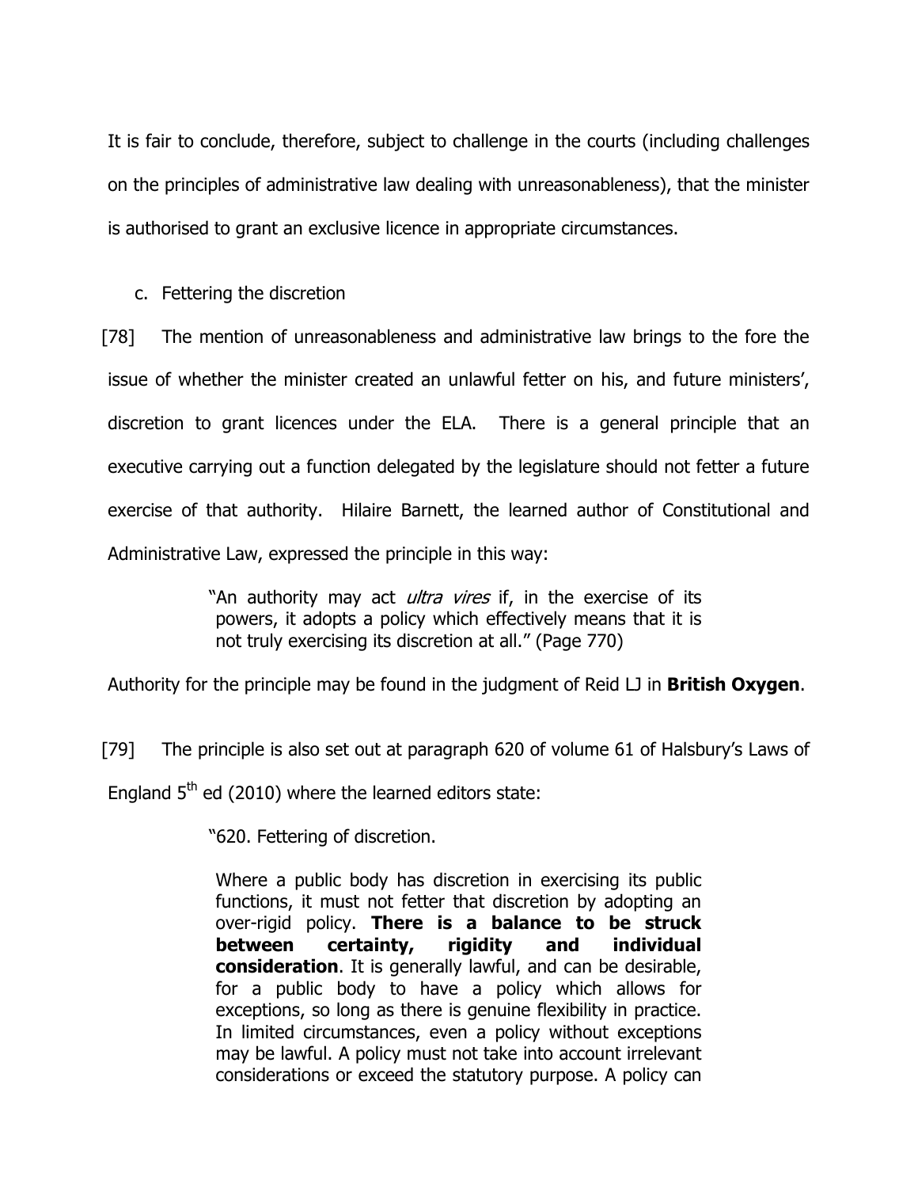It is fair to conclude, therefore, subject to challenge in the courts (including challenges on the principles of administrative law dealing with unreasonableness), that the minister is authorised to grant an exclusive licence in appropriate circumstances.

c. Fettering the discretion

[78] The mention of unreasonableness and administrative law brings to the fore the issue of whether the minister created an unlawful fetter on his, and future ministers', discretion to grant licences under the ELA. There is a general principle that an executive carrying out a function delegated by the legislature should not fetter a future exercise of that authority. Hilaire Barnett, the learned author of Constitutional and Administrative Law, expressed the principle in this way:

> "An authority may act *ultra vires* if, in the exercise of its powers, it adopts a policy which effectively means that it is not truly exercising its discretion at all." (Page 770)

Authority for the principle may be found in the judgment of Reid LJ in **British Oxygen**.

[79] The principle is also set out at paragraph 620 of volume 61 of Halsbury's Laws of England 5th ed (2010) where the learned editors state:

> "620. Fettering of discretion.
>
> Where a public body has discretion in exercising its public functions, it must not fetter that discretion by adopting an over-rigid policy. **There is a balance to be struck between certainty, rigidity and individual consideration**. It is generally lawful, and can be desirable, for a public body to have a policy which allows for exceptions, so long as there is genuine flexibility in practice. In limited circumstances, even a policy without exceptions may be lawful. A policy must not take into account irrelevant considerations or exceed the statutory purpose. A policy can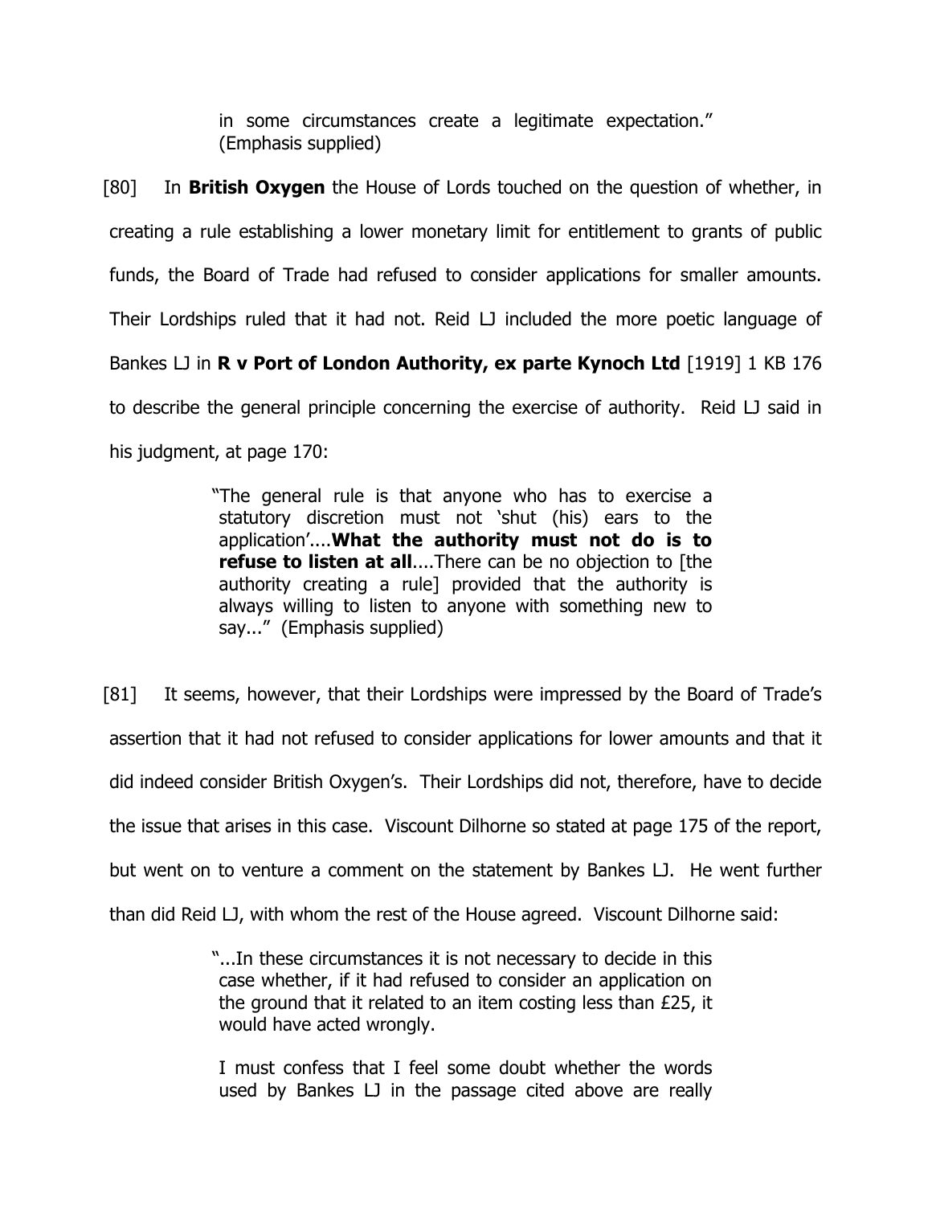> in some circumstances create a legitimate expectation." (Emphasis supplied)

[80] In **British Oxygen** the House of Lords touched on the question of whether, in creating a rule establishing a lower monetary limit for entitlement to grants of public funds, the Board of Trade had refused to consider applications for smaller amounts. Their Lordships ruled that it had not. Reid LJ included the more poetic language of Bankes LJ in **R v Port of London Authority, ex parte Kynoch Ltd** [1919] 1 KB 176 to describe the general principle concerning the exercise of authority. Reid LJ said in his judgment, at page 170:

> "The general rule is that anyone who has to exercise a statutory discretion must not 'shut (his) ears to the application'....**What the authority must not do is to refuse to listen at all**....There can be no objection to [the authority creating a rule] provided that the authority is always willing to listen to anyone with something new to say..." (Emphasis supplied)

[81] It seems, however, that their Lordships were impressed by the Board of Trade's assertion that it had not refused to consider applications for lower amounts and that it did indeed consider British Oxygen's. Their Lordships did not, therefore, have to decide the issue that arises in this case. Viscount Dilhorne so stated at page 175 of the report, but went on to venture a comment on the statement by Bankes LJ. He went further than did Reid LJ, with whom the rest of the House agreed. Viscount Dilhorne said:

> "...In these circumstances it is not necessary to decide in this case whether, if it had refused to consider an application on the ground that it related to an item costing less than £25, it would have acted wrongly.
>
> I must confess that I feel some doubt whether the words used by Bankes LJ in the passage cited above are really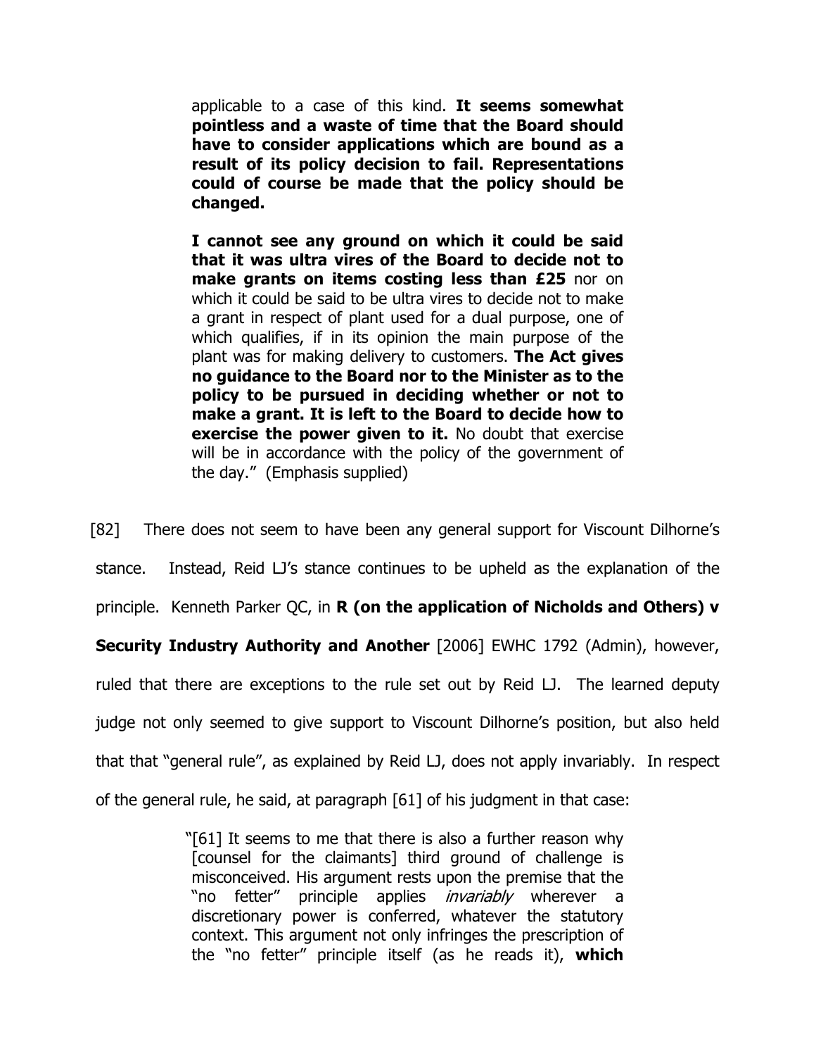> applicable to a case of this kind. **It seems somewhat pointless and a waste of time that the Board should have to consider applications which are bound as a result of its policy decision to fail. Representations could of course be made that the policy should be changed.**
>
> **I cannot see any ground on which it could be said that it was ultra vires of the Board to decide not to make grants on items costing less than £25** nor on which it could be said to be ultra vires to decide not to make a grant in respect of plant used for a dual purpose, one of which qualifies, if in its opinion the main purpose of the plant was for making delivery to customers. **The Act gives no guidance to the Board nor to the Minister as to the policy to be pursued in deciding whether or not to make a grant. It is left to the Board to decide how to exercise the power given to it.** No doubt that exercise will be in accordance with the policy of the government of the day." (Emphasis supplied)

[82] There does not seem to have been any general support for Viscount Dilhorne's stance. Instead, Reid LJ's stance continues to be upheld as the explanation of the principle. Kenneth Parker QC, in **R (on the application of Nicholds and Others) v Security Industry Authority and Another** [2006] EWHC 1792 (Admin), however, ruled that there are exceptions to the rule set out by Reid LJ. The learned deputy judge not only seemed to give support to Viscount Dilhorne's position, but also held that that "general rule", as explained by Reid LJ, does not apply invariably. In respect of the general rule, he said, at paragraph [61] of his judgment in that case:

> "[61] It seems to me that there is also a further reason why [counsel for the claimants] third ground of challenge is misconceived. His argument rests upon the premise that the "no fetter" principle applies *invariably* wherever a discretionary power is conferred, whatever the statutory context. This argument not only infringes the prescription of the "no fetter" principle itself (as he reads it), **which**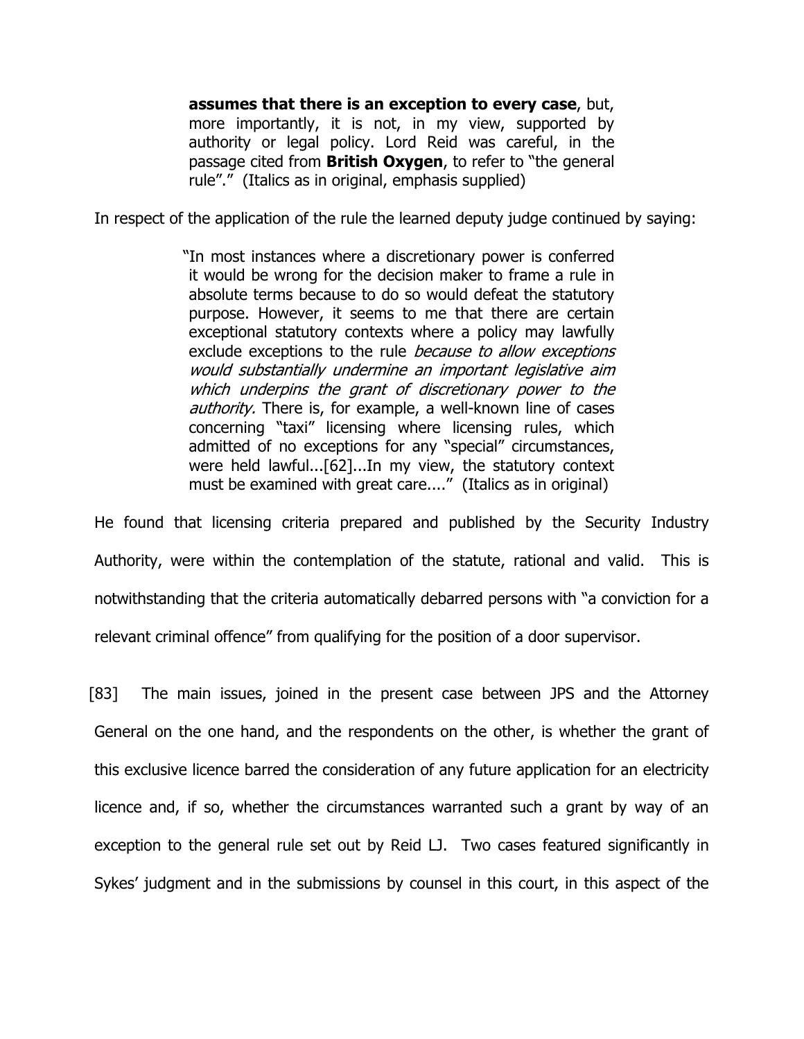> **assumes that there is an exception to every case**, but, more importantly, it is not, in my view, supported by authority or legal policy. Lord Reid was careful, in the passage cited from **British Oxygen**, to refer to "the general rule"." (Italics as in original, emphasis supplied)

In respect of the application of the rule the learned deputy judge continued by saying:

> "In most instances where a discretionary power is conferred it would be wrong for the decision maker to frame a rule in absolute terms because to do so would defeat the statutory purpose. However, it seems to me that there are certain exceptional statutory contexts where a policy may lawfully exclude exceptions to the rule *because to allow exceptions would substantially undermine an important legislative aim which underpins the grant of discretionary power to the authority.* There is, for example, a well-known line of cases concerning "taxi" licensing where licensing rules, which admitted of no exceptions for any "special" circumstances, were held lawful...[62]...In my view, the statutory context must be examined with great care...." (Italics as in original)

He found that licensing criteria prepared and published by the Security Industry Authority, were within the contemplation of the statute, rational and valid. This is notwithstanding that the criteria automatically debarred persons with "a conviction for a relevant criminal offence" from qualifying for the position of a door supervisor.

[83] The main issues, joined in the present case between JPS and the Attorney General on the one hand, and the respondents on the other, is whether the grant of this exclusive licence barred the consideration of any future application for an electricity licence and, if so, whether the circumstances warranted such a grant by way of an exception to the general rule set out by Reid LJ. Two cases featured significantly in Sykes' judgment and in the submissions by counsel in this court, in this aspect of the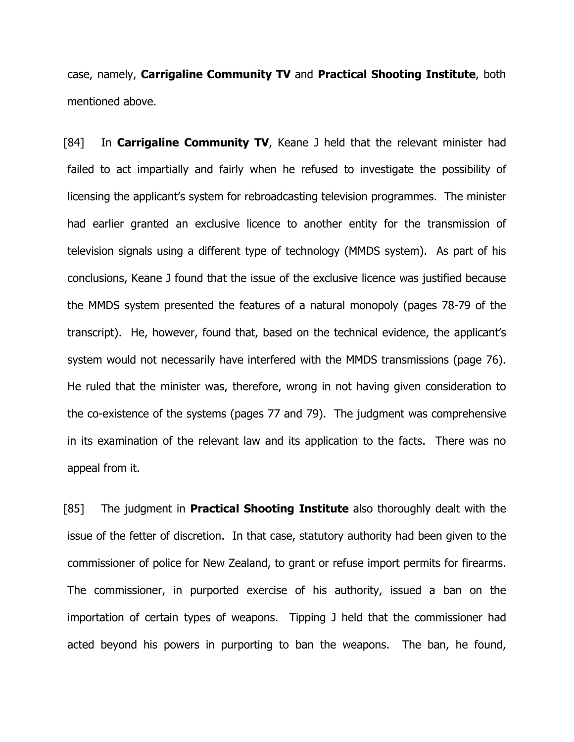case, namely, **Carrigaline Community TV** and **Practical Shooting Institute**, both mentioned above.

[84] In **Carrigaline Community TV**, Keane J held that the relevant minister had failed to act impartially and fairly when he refused to investigate the possibility of licensing the applicant's system for rebroadcasting television programmes. The minister had earlier granted an exclusive licence to another entity for the transmission of television signals using a different type of technology (MMDS system). As part of his conclusions, Keane J found that the issue of the exclusive licence was justified because the MMDS system presented the features of a natural monopoly (pages 78-79 of the transcript). He, however, found that, based on the technical evidence, the applicant's system would not necessarily have interfered with the MMDS transmissions (page 76). He ruled that the minister was, therefore, wrong in not having given consideration to the co-existence of the systems (pages 77 and 79). The judgment was comprehensive in its examination of the relevant law and its application to the facts. There was no appeal from it.

[85] The judgment in **Practical Shooting Institute** also thoroughly dealt with the issue of the fetter of discretion. In that case, statutory authority had been given to the commissioner of police for New Zealand, to grant or refuse import permits for firearms. The commissioner, in purported exercise of his authority, issued a ban on the importation of certain types of weapons. Tipping J held that the commissioner had acted beyond his powers in purporting to ban the weapons. The ban, he found,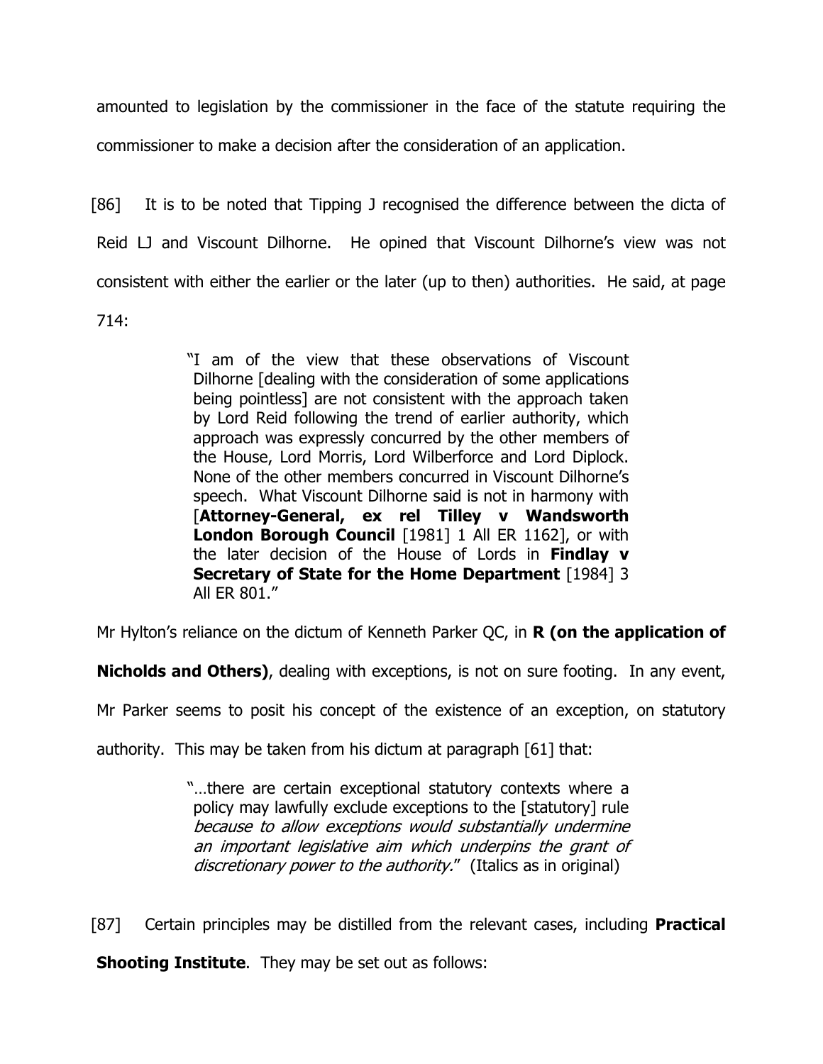amounted to legislation by the commissioner in the face of the statute requiring the commissioner to make a decision after the consideration of an application.

[86] It is to be noted that Tipping J recognised the difference between the dicta of Reid LJ and Viscount Dilhorne. He opined that Viscount Dilhorne's view was not consistent with either the earlier or the later (up to then) authorities. He said, at page 714:

> "I am of the view that these observations of Viscount Dilhorne [dealing with the consideration of some applications being pointless] are not consistent with the approach taken by Lord Reid following the trend of earlier authority, which approach was expressly concurred by the other members of the House, Lord Morris, Lord Wilberforce and Lord Diplock. None of the other members concurred in Viscount Dilhorne's speech. What Viscount Dilhorne said is not in harmony with [**Attorney-General, ex rel Tilley v Wandsworth London Borough Council** [1981] 1 All ER 1162], or with the later decision of the House of Lords in **Findlay v Secretary of State for the Home Department** [1984] 3 All ER 801."

Mr Hylton's reliance on the dictum of Kenneth Parker QC, in **R (on the application of Nicholds and Others)**, dealing with exceptions, is not on sure footing. In any event, Mr Parker seems to posit his concept of the existence of an exception, on statutory authority. This may be taken from his dictum at paragraph [61] that:

> "…there are certain exceptional statutory contexts where a policy may lawfully exclude exceptions to the [statutory] rule *because to allow exceptions would substantially undermine an important legislative aim which underpins the grant of discretionary power to the authority.*" (Italics as in original)

[87] Certain principles may be distilled from the relevant cases, including **Practical Shooting Institute**. They may be set out as follows: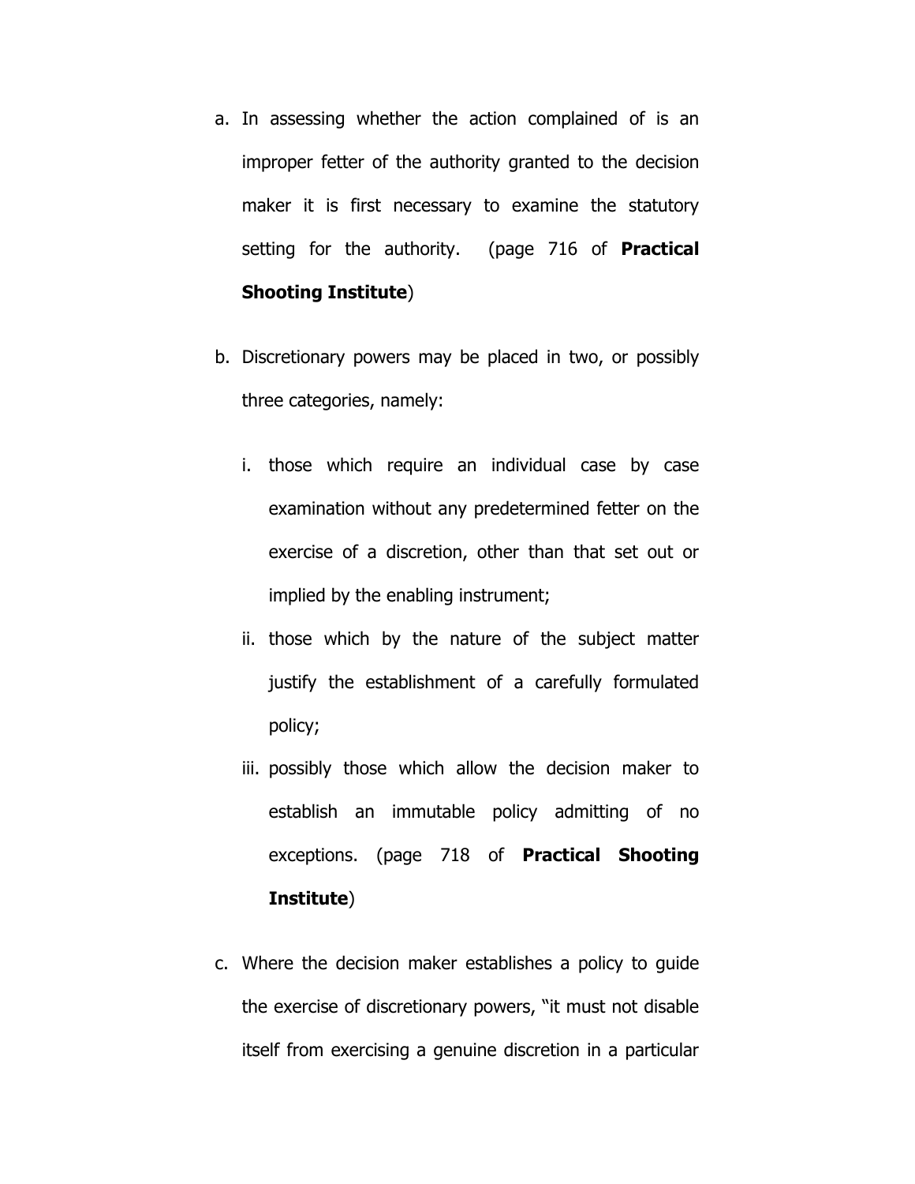a. In assessing whether the action complained of is an improper fetter of the authority granted to the decision maker it is first necessary to examine the statutory setting for the authority. (page 716 of **Practical Shooting Institute**)

b. Discretionary powers may be placed in two, or possibly three categories, namely:

   i. those which require an individual case by case examination without any predetermined fetter on the exercise of a discretion, other than that set out or implied by the enabling instrument;

   ii. those which by the nature of the subject matter justify the establishment of a carefully formulated policy;

   iii. possibly those which allow the decision maker to establish an immutable policy admitting of no exceptions. (page 718 of **Practical Shooting Institute**)

c. Where the decision maker establishes a policy to guide the exercise of discretionary powers, "it must not disable itself from exercising a genuine discretion in a particular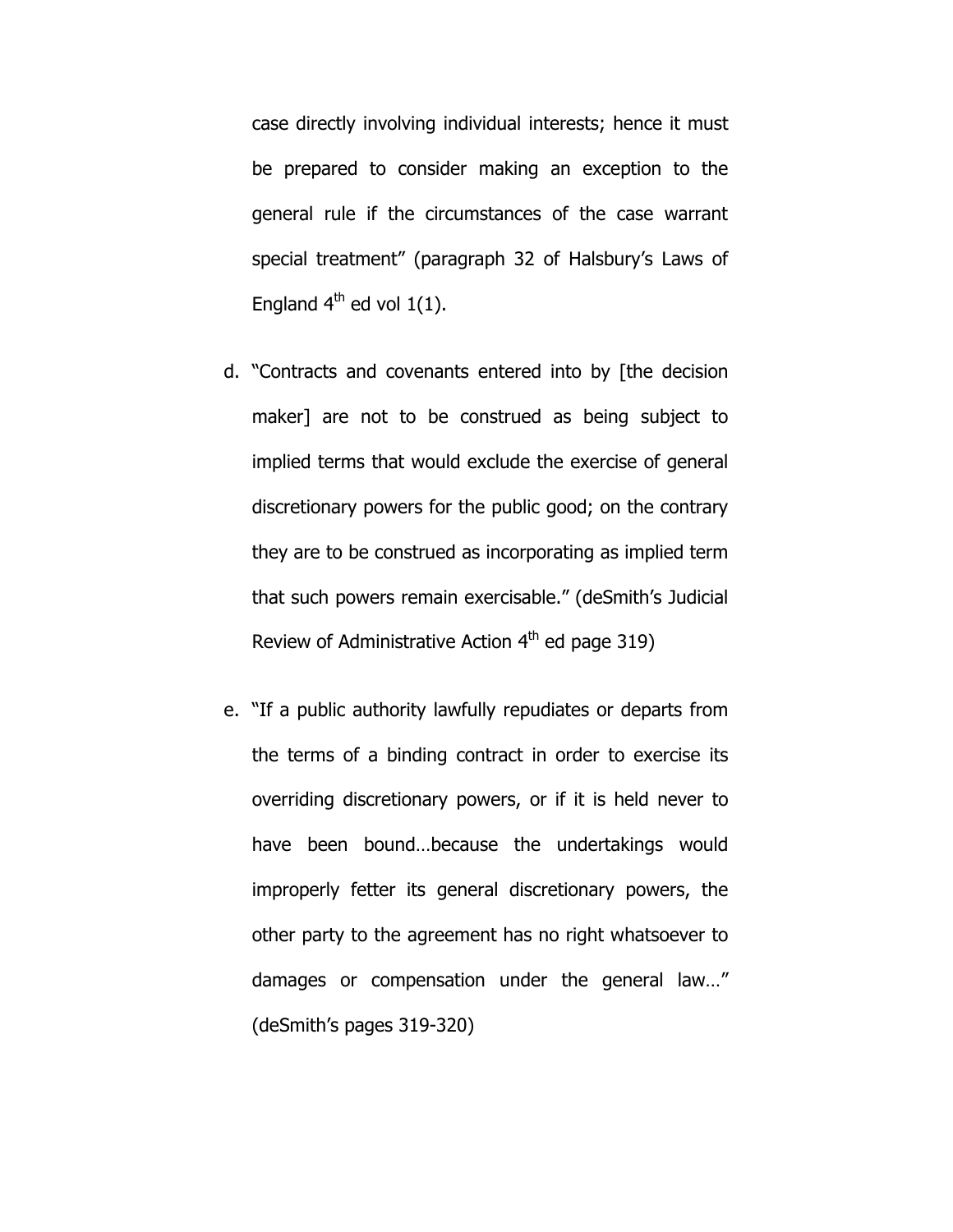case directly involving individual interests; hence it must be prepared to consider making an exception to the general rule if the circumstances of the case warrant special treatment" (paragraph 32 of Halsbury's Laws of England 4th ed vol 1(1).

d. "Contracts and covenants entered into by [the decision maker] are not to be construed as being subject to implied terms that would exclude the exercise of general discretionary powers for the public good; on the contrary they are to be construed as incorporating as implied term that such powers remain exercisable." (deSmith's Judicial Review of Administrative Action 4th ed page 319)

e. "If a public authority lawfully repudiates or departs from the terms of a binding contract in order to exercise its overriding discretionary powers, or if it is held never to have been bound…because the undertakings would improperly fetter its general discretionary powers, the other party to the agreement has no right whatsoever to damages or compensation under the general law…" (deSmith's pages 319-320)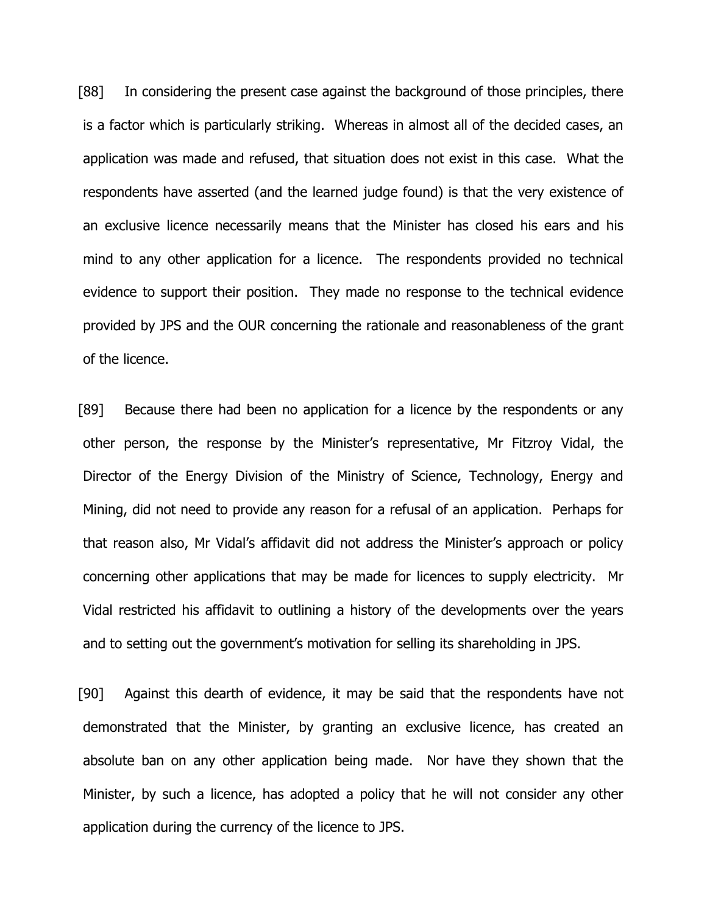[88] In considering the present case against the background of those principles, there is a factor which is particularly striking. Whereas in almost all of the decided cases, an application was made and refused, that situation does not exist in this case. What the respondents have asserted (and the learned judge found) is that the very existence of an exclusive licence necessarily means that the Minister has closed his ears and his mind to any other application for a licence. The respondents provided no technical evidence to support their position. They made no response to the technical evidence provided by JPS and the OUR concerning the rationale and reasonableness of the grant of the licence.

[89] Because there had been no application for a licence by the respondents or any other person, the response by the Minister's representative, Mr Fitzroy Vidal, the Director of the Energy Division of the Ministry of Science, Technology, Energy and Mining, did not need to provide any reason for a refusal of an application. Perhaps for that reason also, Mr Vidal's affidavit did not address the Minister's approach or policy concerning other applications that may be made for licences to supply electricity. Mr Vidal restricted his affidavit to outlining a history of the developments over the years and to setting out the government's motivation for selling its shareholding in JPS.

[90] Against this dearth of evidence, it may be said that the respondents have not demonstrated that the Minister, by granting an exclusive licence, has created an absolute ban on any other application being made. Nor have they shown that the Minister, by such a licence, has adopted a policy that he will not consider any other application during the currency of the licence to JPS.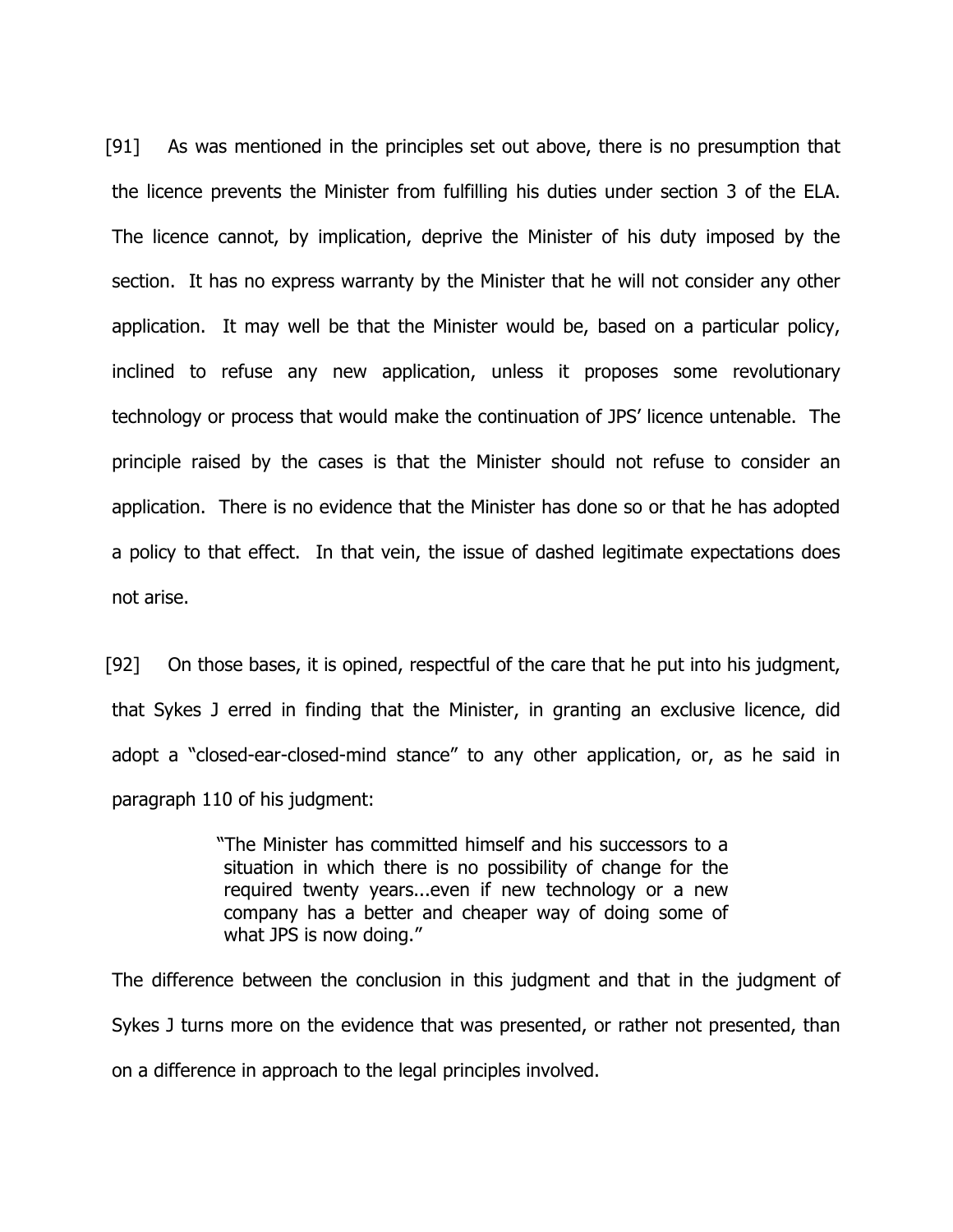[91] As was mentioned in the principles set out above, there is no presumption that the licence prevents the Minister from fulfilling his duties under section 3 of the ELA. The licence cannot, by implication, deprive the Minister of his duty imposed by the section. It has no express warranty by the Minister that he will not consider any other application. It may well be that the Minister would be, based on a particular policy, inclined to refuse any new application, unless it proposes some revolutionary technology or process that would make the continuation of JPS' licence untenable. The principle raised by the cases is that the Minister should not refuse to consider an application. There is no evidence that the Minister has done so or that he has adopted a policy to that effect. In that vein, the issue of dashed legitimate expectations does not arise.

[92] On those bases, it is opined, respectful of the care that he put into his judgment, that Sykes J erred in finding that the Minister, in granting an exclusive licence, did adopt a "closed-ear-closed-mind stance" to any other application, or, as he said in paragraph 110 of his judgment:

> "The Minister has committed himself and his successors to a situation in which there is no possibility of change for the required twenty years...even if new technology or a new company has a better and cheaper way of doing some of what JPS is now doing."

The difference between the conclusion in this judgment and that in the judgment of Sykes J turns more on the evidence that was presented, or rather not presented, than on a difference in approach to the legal principles involved.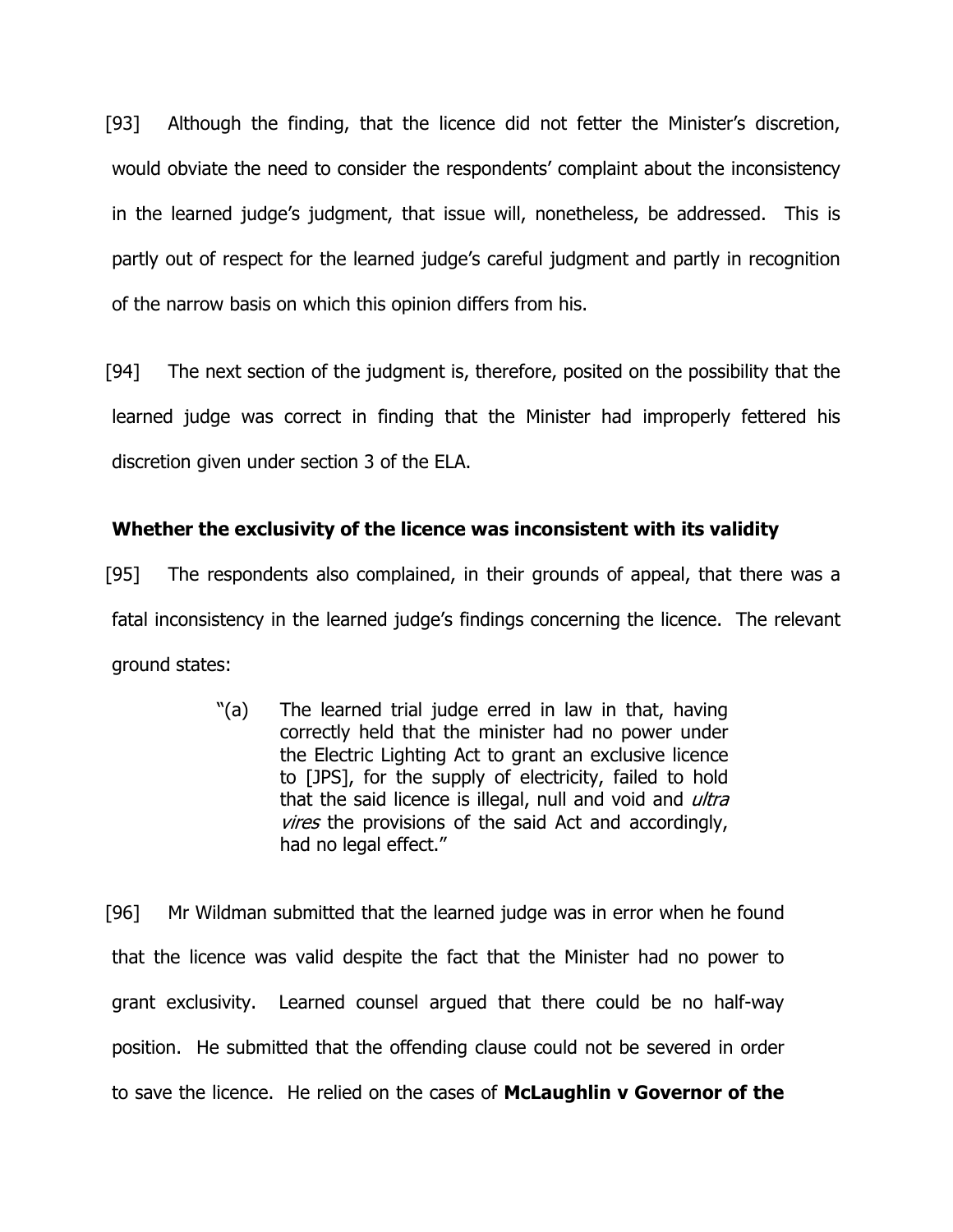[93] Although the finding, that the licence did not fetter the Minister's discretion, would obviate the need to consider the respondents' complaint about the inconsistency in the learned judge's judgment, that issue will, nonetheless, be addressed. This is partly out of respect for the learned judge's careful judgment and partly in recognition of the narrow basis on which this opinion differs from his.

[94] The next section of the judgment is, therefore, posited on the possibility that the learned judge was correct in finding that the Minister had improperly fettered his discretion given under section 3 of the ELA.

**Whether the exclusivity of the licence was inconsistent with its validity**

[95] The respondents also complained, in their grounds of appeal, that there was a fatal inconsistency in the learned judge's findings concerning the licence. The relevant ground states:

> "(a) The learned trial judge erred in law in that, having correctly held that the minister had no power under the Electric Lighting Act to grant an exclusive licence to [JPS], for the supply of electricity, failed to hold that the said licence is illegal, null and void and *ultra vires* the provisions of the said Act and accordingly, had no legal effect."

[96] Mr Wildman submitted that the learned judge was in error when he found that the licence was valid despite the fact that the Minister had no power to grant exclusivity. Learned counsel argued that there could be no half-way position. He submitted that the offending clause could not be severed in order to save the licence. He relied on the cases of **McLaughlin v Governor of the**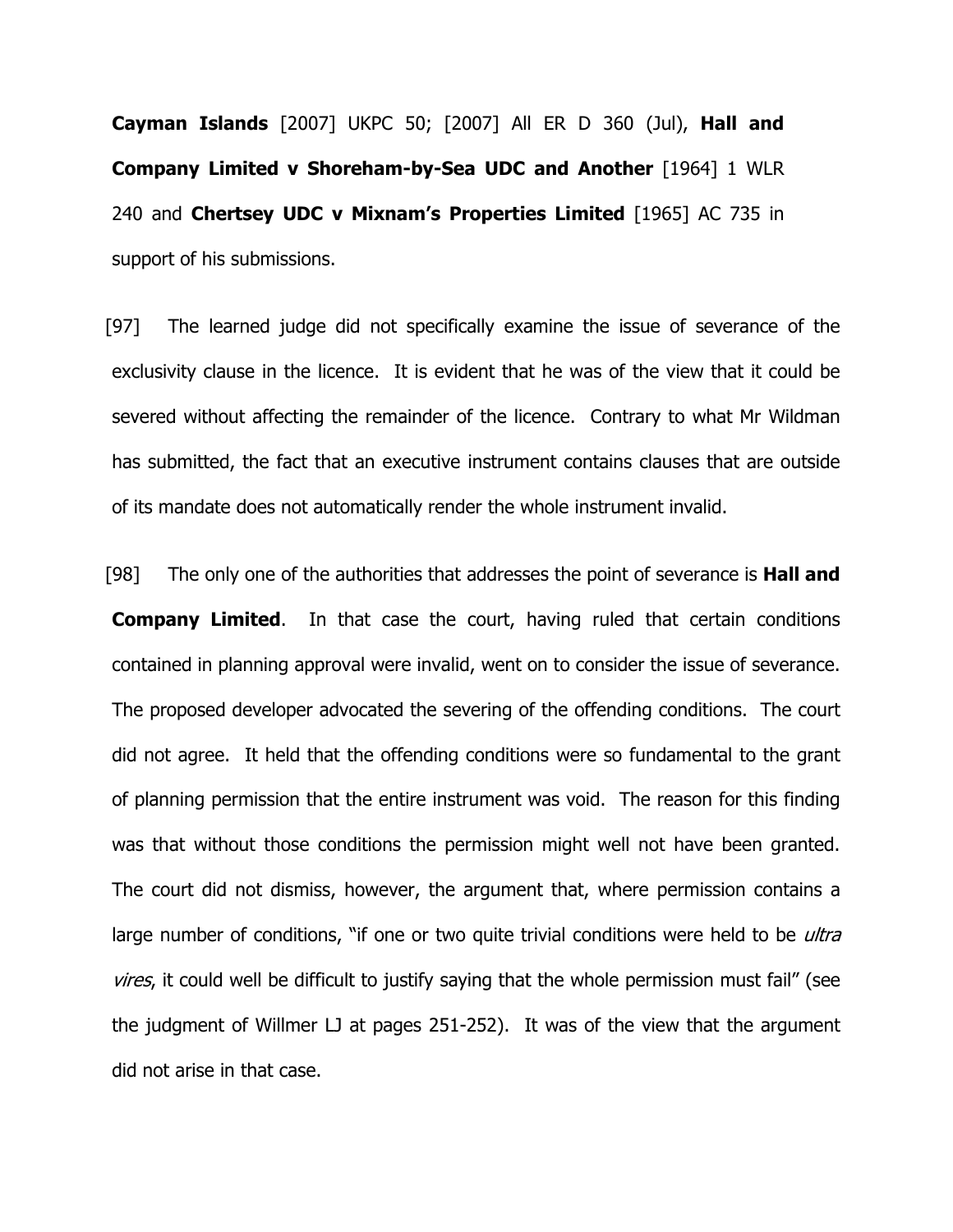**Cayman Islands** [2007] UKPC 50; [2007] All ER D 360 (Jul), **Hall and Company Limited v Shoreham-by-Sea UDC and Another** [1964] 1 WLR 240 and **Chertsey UDC v Mixnam's Properties Limited** [1965] AC 735 in support of his submissions.

[97] The learned judge did not specifically examine the issue of severance of the exclusivity clause in the licence. It is evident that he was of the view that it could be severed without affecting the remainder of the licence. Contrary to what Mr Wildman has submitted, the fact that an executive instrument contains clauses that are outside of its mandate does not automatically render the whole instrument invalid.

[98] The only one of the authorities that addresses the point of severance is **Hall and Company Limited**. In that case the court, having ruled that certain conditions contained in planning approval were invalid, went on to consider the issue of severance. The proposed developer advocated the severing of the offending conditions. The court did not agree. It held that the offending conditions were so fundamental to the grant of planning permission that the entire instrument was void. The reason for this finding was that without those conditions the permission might well not have been granted. The court did not dismiss, however, the argument that, where permission contains a large number of conditions, "if one or two quite trivial conditions were held to be *ultra vires*, it could well be difficult to justify saying that the whole permission must fail" (see the judgment of Willmer LJ at pages 251-252). It was of the view that the argument did not arise in that case.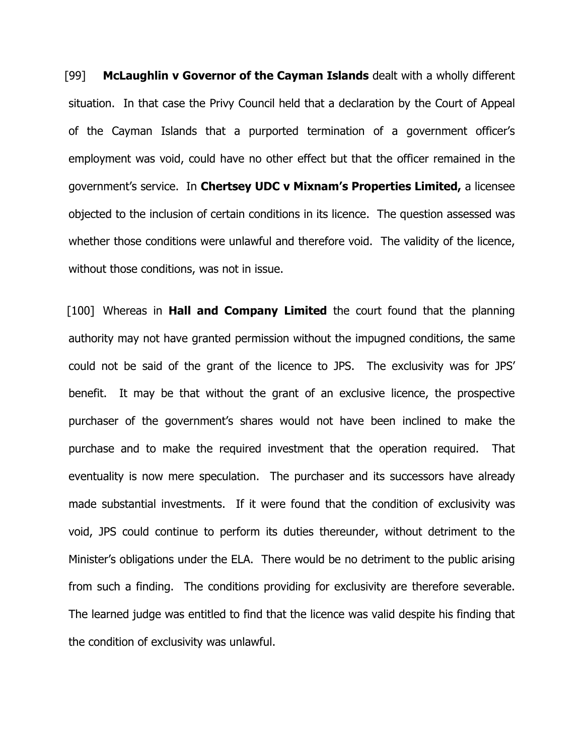[99] **McLaughlin v Governor of the Cayman Islands** dealt with a wholly different situation. In that case the Privy Council held that a declaration by the Court of Appeal of the Cayman Islands that a purported termination of a government officer's employment was void, could have no other effect but that the officer remained in the government's service. In **Chertsey UDC v Mixnam's Properties Limited,** a licensee objected to the inclusion of certain conditions in its licence. The question assessed was whether those conditions were unlawful and therefore void. The validity of the licence, without those conditions, was not in issue.

[100] Whereas in **Hall and Company Limited** the court found that the planning authority may not have granted permission without the impugned conditions, the same could not be said of the grant of the licence to JPS. The exclusivity was for JPS' benefit. It may be that without the grant of an exclusive licence, the prospective purchaser of the government's shares would not have been inclined to make the purchase and to make the required investment that the operation required. That eventuality is now mere speculation. The purchaser and its successors have already made substantial investments. If it were found that the condition of exclusivity was void, JPS could continue to perform its duties thereunder, without detriment to the Minister's obligations under the ELA. There would be no detriment to the public arising from such a finding. The conditions providing for exclusivity are therefore severable. The learned judge was entitled to find that the licence was valid despite his finding that the condition of exclusivity was unlawful.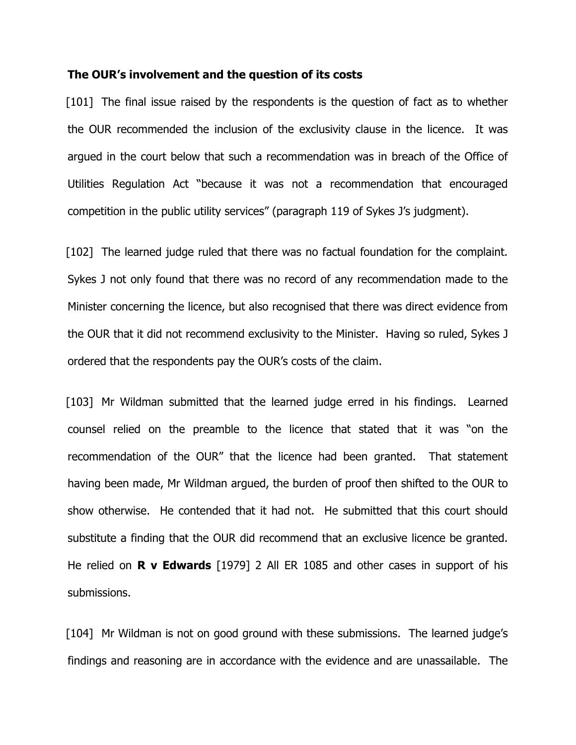**The OUR's involvement and the question of its costs**

[101] The final issue raised by the respondents is the question of fact as to whether the OUR recommended the inclusion of the exclusivity clause in the licence. It was argued in the court below that such a recommendation was in breach of the Office of Utilities Regulation Act "because it was not a recommendation that encouraged competition in the public utility services" (paragraph 119 of Sykes J's judgment).

[102] The learned judge ruled that there was no factual foundation for the complaint. Sykes J not only found that there was no record of any recommendation made to the Minister concerning the licence, but also recognised that there was direct evidence from the OUR that it did not recommend exclusivity to the Minister. Having so ruled, Sykes J ordered that the respondents pay the OUR's costs of the claim.

[103] Mr Wildman submitted that the learned judge erred in his findings. Learned counsel relied on the preamble to the licence that stated that it was "on the recommendation of the OUR" that the licence had been granted. That statement having been made, Mr Wildman argued, the burden of proof then shifted to the OUR to show otherwise. He contended that it had not. He submitted that this court should substitute a finding that the OUR did recommend that an exclusive licence be granted. He relied on **R v Edwards** [1979] 2 All ER 1085 and other cases in support of his submissions.

[104] Mr Wildman is not on good ground with these submissions. The learned judge's findings and reasoning are in accordance with the evidence and are unassailable. The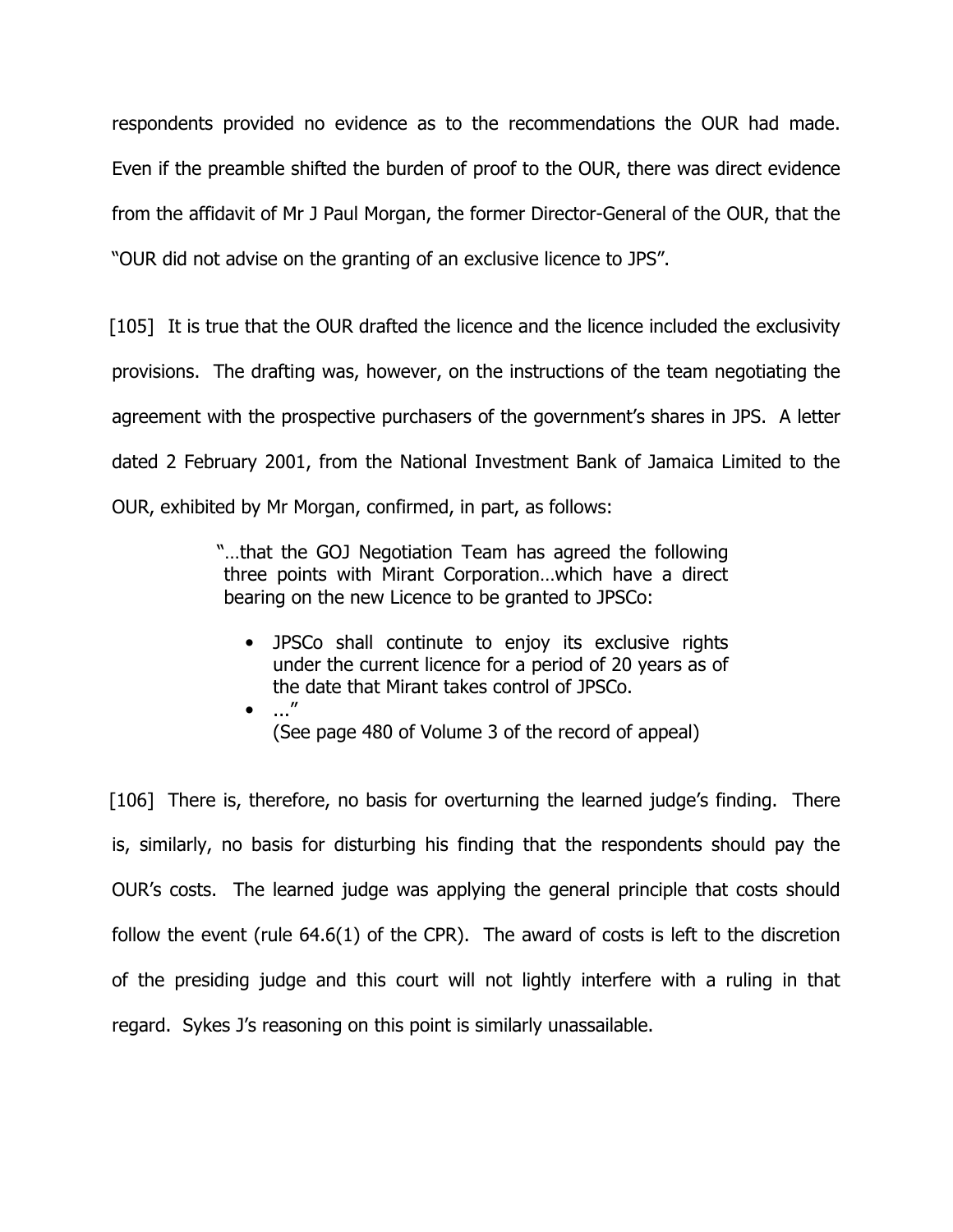respondents provided no evidence as to the recommendations the OUR had made. Even if the preamble shifted the burden of proof to the OUR, there was direct evidence from the affidavit of Mr J Paul Morgan, the former Director-General of the OUR, that the "OUR did not advise on the granting of an exclusive licence to JPS".

[105] It is true that the OUR drafted the licence and the licence included the exclusivity provisions. The drafting was, however, on the instructions of the team negotiating the agreement with the prospective purchasers of the government's shares in JPS. A letter dated 2 February 2001, from the National Investment Bank of Jamaica Limited to the OUR, exhibited by Mr Morgan, confirmed, in part, as follows:

> "…that the GOJ Negotiation Team has agreed the following three points with Mirant Corporation…which have a direct bearing on the new Licence to be granted to JPSCo:
>
> - JPSCo shall continute to enjoy its exclusive rights under the current licence for a period of 20 years as of the date that Mirant takes control of JPSCo.
> - ..."
>
> (See page 480 of Volume 3 of the record of appeal)

[106] There is, therefore, no basis for overturning the learned judge's finding. There is, similarly, no basis for disturbing his finding that the respondents should pay the OUR's costs. The learned judge was applying the general principle that costs should follow the event (rule 64.6(1) of the CPR). The award of costs is left to the discretion of the presiding judge and this court will not lightly interfere with a ruling in that regard. Sykes J's reasoning on this point is similarly unassailable.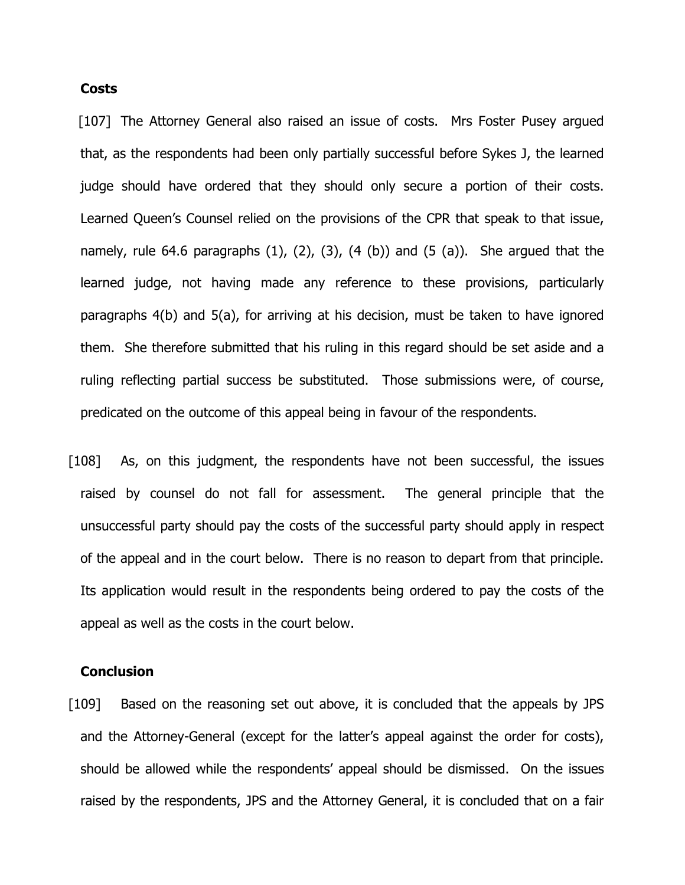**Costs**

[107] The Attorney General also raised an issue of costs. Mrs Foster Pusey argued that, as the respondents had been only partially successful before Sykes J, the learned judge should have ordered that they should only secure a portion of their costs. Learned Queen's Counsel relied on the provisions of the CPR that speak to that issue, namely, rule 64.6 paragraphs (1), (2), (3), (4 (b)) and (5 (a)). She argued that the learned judge, not having made any reference to these provisions, particularly paragraphs 4(b) and 5(a), for arriving at his decision, must be taken to have ignored them. She therefore submitted that his ruling in this regard should be set aside and a ruling reflecting partial success be substituted. Those submissions were, of course, predicated on the outcome of this appeal being in favour of the respondents.

[108] As, on this judgment, the respondents have not been successful, the issues raised by counsel do not fall for assessment. The general principle that the unsuccessful party should pay the costs of the successful party should apply in respect of the appeal and in the court below. There is no reason to depart from that principle. Its application would result in the respondents being ordered to pay the costs of the appeal as well as the costs in the court below.

**Conclusion**

[109] Based on the reasoning set out above, it is concluded that the appeals by JPS and the Attorney-General (except for the latter's appeal against the order for costs), should be allowed while the respondents' appeal should be dismissed. On the issues raised by the respondents, JPS and the Attorney General, it is concluded that on a fair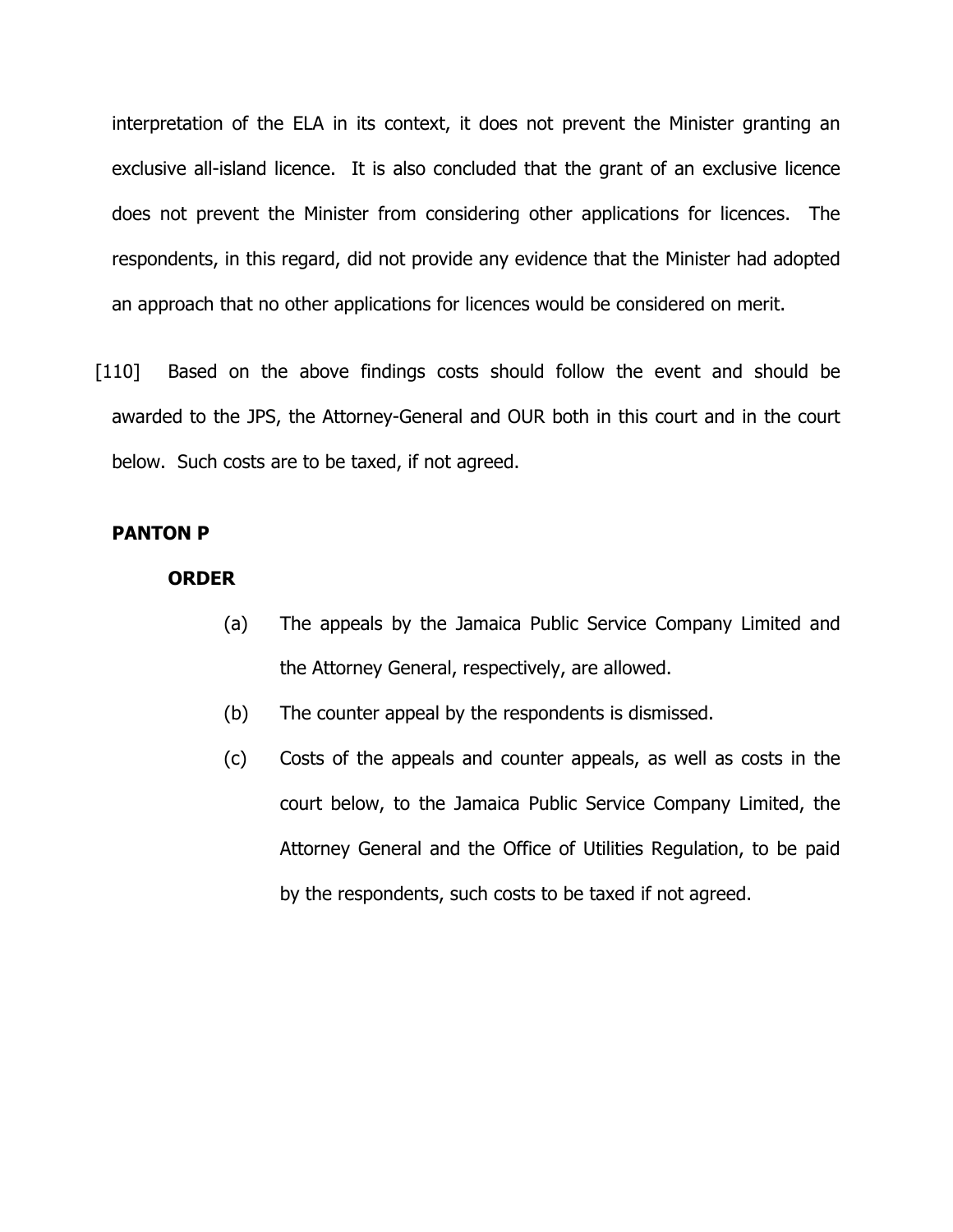interpretation of the ELA in its context, it does not prevent the Minister granting an exclusive all-island licence. It is also concluded that the grant of an exclusive licence does not prevent the Minister from considering other applications for licences. The respondents, in this regard, did not provide any evidence that the Minister had adopted an approach that no other applications for licences would be considered on merit.

[110] Based on the above findings costs should follow the event and should be awarded to the JPS, the Attorney-General and OUR both in this court and in the court below. Such costs are to be taxed, if not agreed.

**PANTON P**

**ORDER**

(a) The appeals by the Jamaica Public Service Company Limited and the Attorney General, respectively, are allowed.

(b) The counter appeal by the respondents is dismissed.

(c) Costs of the appeals and counter appeals, as well as costs in the court below, to the Jamaica Public Service Company Limited, the Attorney General and the Office of Utilities Regulation, to be paid by the respondents, such costs to be taxed if not agreed.